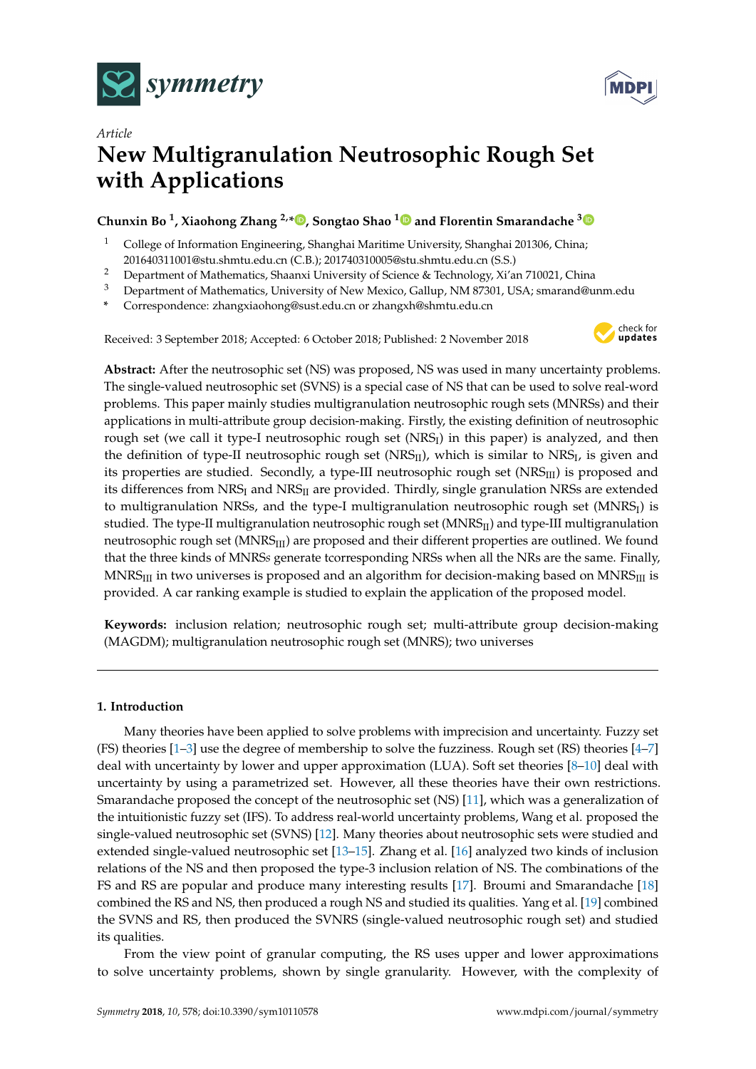*Article*

# New Multigranulation Neutrosophic Rough Set with Applications

**Chunxin Bo [1], Xiaohong Zhang [2,*], Songtao Shao [1] and Florentin Smarandache [3]**

[1] College of Information Engineering, Shanghai Maritime University, Shanghai 201306, China; 201640311001@stu.shmtu.edu.cn (C.B.); 201740310005@stu.shmtu.edu.cn (S.S.)

[2] Department of Mathematics, Shaanxi University of Science & Technology, Xi'an 710021, China

[3] Department of Mathematics, University of New Mexico, Gallup, NM 87301, USA; smarand@unm.edu

\* Correspondence: zhangxiaohong@sust.edu.cn or zhangxh@shmtu.edu.cn

Received: 3 September 2018; Accepted: 6 October 2018; Published: 2 November 2018

**Abstract:** After the neutrosophic set (NS) was proposed, NS was used in many uncertainty problems. The single-valued neutrosophic set (SVNS) is a special case of NS that can be used to solve real-word problems. This paper mainly studies multigranulation neutrosophic rough sets (MNRSs) and their applications in multi-attribute group decision-making. Firstly, the existing definition of neutrosophic rough set (we call it type-I neutrosophic rough set ($NRS_{I}$) in this paper) is analyzed, and then the definition of type-II neutrosophic rough set ($NRS_{II}$), which is similar to $NRS_{I}$, is given and its properties are studied. Secondly, a type-III neutrosophic rough set ($NRS_{III}$) is proposed and its differences from $NRS_{I}$ and $NRS_{II}$ are provided. Thirdly, single granulation NRSs are extended to multigranulation NRSs, and the type-I multigranulation neutrosophic rough set ($MNRS_{I}$) is studied. The type-II multigranulation neutrosophic rough set ($MNRS_{II}$) and type-III multigranulation neutrosophic rough set ($MNRS_{III}$) are proposed and their different properties are outlined. We found that the three kinds of MNRS*s* generate tcorresponding NRSs when all the NRs are the same. Finally, $MNRS_{III}$ in two universes is proposed and an algorithm for decision-making based on $MNRS_{III}$ is provided. A car ranking example is studied to explain the application of the proposed model.

**Keywords:** inclusion relation; neutrosophic rough set; multi-attribute group decision-making (MAGDM); multigranulation neutrosophic rough set (MNRS); two universes

## 1. Introduction

Many theories have been applied to solve problems with imprecision and uncertainty. Fuzzy set (FS) theories [1–3] use the degree of membership to solve the fuzziness. Rough set (RS) theories [4–7] deal with uncertainty by lower and upper approximation (LUA). Soft set theories [8–10] deal with uncertainty by using a parametrized set. However, all these theories have their own restrictions. Smarandache proposed the concept of the neutrosophic set (NS) [11], which was a generalization of the intuitionistic fuzzy set (IFS). To address real-world uncertainty problems, Wang et al. proposed the single-valued neutrosophic set (SVNS) [12]. Many theories about neutrosophic sets were studied and extended single-valued neutrosophic set [13–15]. Zhang et al. [16] analyzed two kinds of inclusion relations of the NS and then proposed the type-3 inclusion relation of NS. The combinations of the FS and RS are popular and produce many interesting results [17]. Broumi and Smarandache [18] combined the RS and NS, then produced a rough NS and studied its qualities. Yang et al. [19] combined the SVNS and RS, then produced the SVNRS (single-valued neutrosophic rough set) and studied its qualities.

From the view point of granular computing, the RS uses upper and lower approximations to solve uncertainty problems, shown by single granularity. However, with the complexity of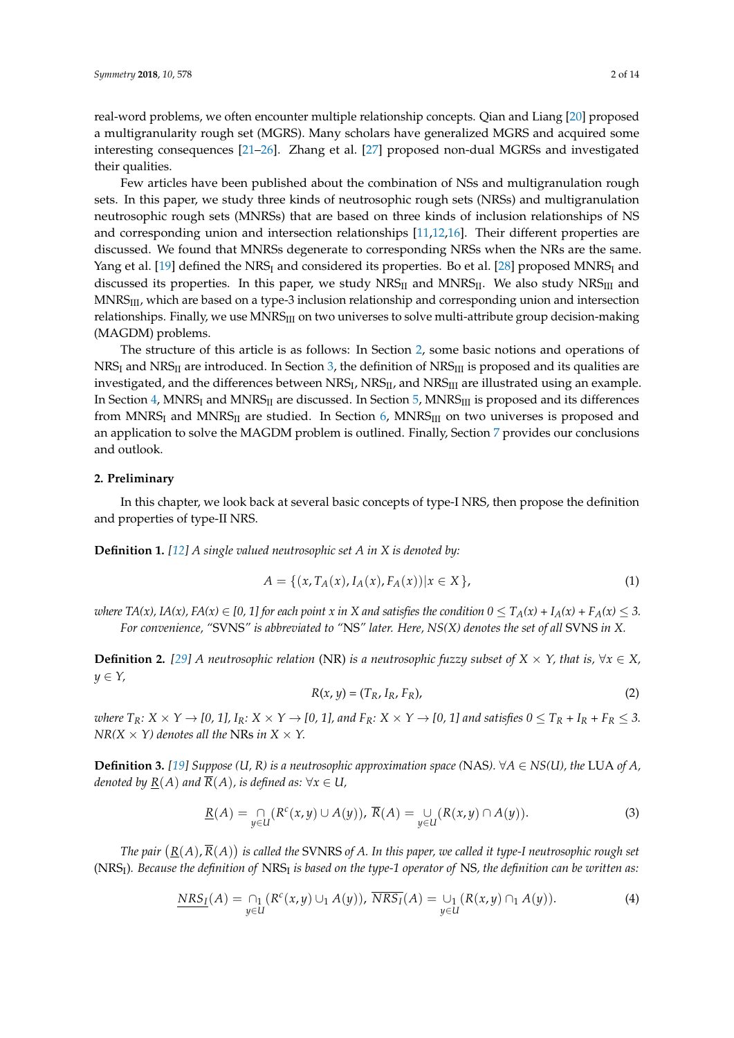real-word problems, we often encounter multiple relationship concepts. Qian and Liang [20] proposed a multigranularity rough set (MGRS). Many scholars have generalized MGRS and acquired some interesting consequences [21–26]. Zhang et al. [27] proposed non-dual MGRSs and investigated their qualities.

Few articles have been published about the combination of NSs and multigranulation rough sets. In this paper, we study three kinds of neutrosophic rough sets (NRSs) and multigranulation neutrosophic rough sets (MNRSs) that are based on three kinds of inclusion relationships of NS and corresponding union and intersection relationships [11,12,16]. Their different properties are discussed. We found that MNRSs degenerate to corresponding NRSs when the NRs are the same. Yang et al. [19] defined the $NRS_I$ and considered its properties. Bo et al. [28] proposed $MNRS_I$ and discussed its properties. In this paper, we study $NRS_{II}$ and $MNRS_{II}$. We also study $NRS_{III}$ and $MNRS_{III}$, which are based on a type-3 inclusion relationship and corresponding union and intersection relationships. Finally, we use $MNRS_{III}$ on two universes to solve multi-attribute group decision-making (MAGDM) problems.

The structure of this article is as follows: In Section 2, some basic notions and operations of $NRS_I$ and $NRS_{II}$ are introduced. In Section 3, the definition of $NRS_{III}$ is proposed and its qualities are investigated, and the differences between $NRS_I$, $NRS_{II}$, and $NRS_{III}$ are illustrated using an example. In Section 4, $MNRS_I$ and $MNRS_{II}$ are discussed. In Section 5, $MNRS_{III}$ is proposed and its differences from $MNRS_I$ and $MNRS_{II}$ are studied. In Section 6, $MNRS_{III}$ on two universes is proposed and an application to solve the MAGDM problem is outlined. Finally, Section 7 provides our conclusions and outlook.

## 2. Preliminary

In this chapter, we look back at several basic concepts of type-I NRS, then propose the definition and properties of type-II NRS.

**Definition 1.** *[12] A single valued neutrosophic set A in X is denoted by:*

$$A = \{(x, T_A(x), I_A(x), F_A(x)) | x \in X\}, \tag{1}$$

*where $T_A(x)$, $I_A(x)$, $F_A(x) \in [0, 1]$ for each point x in X and satisfies the condition $0 \le T_A(x) + I_A(x) + F_A(x) \le 3$.*

*For convenience, "SVNS" is abbreviated to "NS" later. Here, NS(X) denotes the set of all* SVNS *in X.*

**Definition 2.** *[29] A neutrosophic relation* (NR) *is a neutrosophic fuzzy subset of $X \times Y$, that is, $\forall x \in X$, $y \in Y$,*

$$R(x, y) = (T_R, I_R, F_R), \tag{2}$$

*where $T_R$: $X \times Y \to [0, 1]$, $I_R$: $X \times Y \to [0, 1]$, and $F_R$: $X \times Y \to [0, 1]$ and satisfies $0 \le T_R + I_R + F_R \le 3$. $NR(X \times Y)$ denotes all the* NRs *in $X \times Y$.*

**Definition 3.** *[19] Suppose (U, R) is a neutrosophic approximation space (*NAS*). $\forall A \in NS(U)$, the* LUA *of A, denoted by $\underline{R}(A)$ and $\overline{R}(A)$, is defined as: $\forall x \in U$,*

$$\underline{R}(A) = \underset{y \in U}{\cap} (R^c(x, y) \cup A(y)),\ \overline{R}(A) = \underset{y \in U}{\cup} (R(x, y) \cap A(y)). \tag{3}$$

*The pair $(\underline{R}(A), \overline{R}(A))$ is called the* SVNRS *of A. In this paper, we called it type-I neutrosophic rough set* ($NRS_I$)*. Because the definition of $NRS_I$ is based on the type-1 operator of* NS*, the definition can be written as:*

$$\underline{NRS_I}(A) = \underset{y \in U}{\cap_1} (R^c(x, y) \cup_1 A(y)),\ \overline{NRS_I}(A) = \underset{y \in U}{\cup_1} (R(x, y) \cap_1 A(y)). \tag{4}$$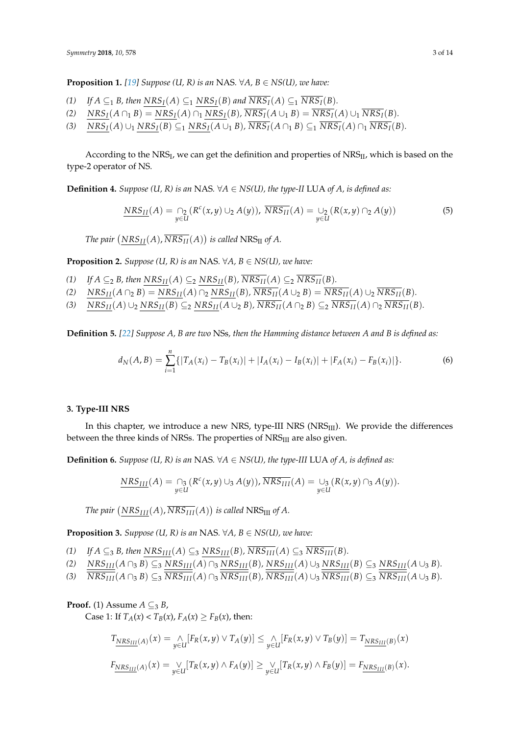**Proposition 1.** [19] *Suppose (U, R) is an* NAS. *∀A, B ∈ NS(U), we have:*

(1) *If* $A \subseteq_1 B$, *then* $\underline{NRS_I}(A) \subseteq_1 \underline{NRS_I}(B)$ *and* $\overline{NRS_I}(A) \subseteq_1 \overline{NRS_I}(B)$.
(2) $\underline{NRS_I}(A \cap_1 B) = \underline{NRS_I}(A) \cap_1 \underline{NRS_I}(B)$, $\overline{NRS_I}(A \cup_1 B) = \overline{NRS_I}(A) \cup_1 \overline{NRS_I}(B)$.
(3) $\underline{NRS_I}(A) \cup_1 \underline{NRS_I}(B) \subseteq_1 \underline{NRS_I}(A \cup_1 B)$, $\overline{NRS_I}(A \cap_1 B) \subseteq_1 \overline{NRS_I}(A) \cap_1 \overline{NRS_I}(B)$.

According to the $\text{NRS}_\text{I}$, we can get the definition and properties of $\text{NRS}_\text{II}$, which is based on the type-2 operator of NS.

**Definition 4.** *Suppose (U, R) is an* NAS. *∀A ∈ NS(U), the type-II* LUA *of A, is defined as:*

$$\underline{NRS_{II}}(A) = \underset{y \in U}{\cap_2}(R^c(x,y) \cup_2 A(y)),\ \overline{NRS_{II}}(A) = \underset{y \in U}{\cup_2}(R(x,y) \cap_2 A(y)) \tag{5}$$

*The pair* $\left(\underline{NRS_{II}}(A), \overline{NRS_{II}}(A)\right)$ *is called* $\text{NRS}_\text{II}$ *of A.*

**Proposition 2.** *Suppose (U, R) is an* NAS. *∀A, B ∈ NS(U), we have:*

(1) *If* $A \subseteq_2 B$, *then* $\underline{NRS_{II}}(A) \subseteq_2 \underline{NRS_{II}}(B)$, $\overline{NRS_{II}}(A) \subseteq_2 \overline{NRS_{II}}(B)$.
(2) $\underline{NRS_{II}}(A \cap_2 B) = \underline{NRS_{II}}(A) \cap_2 \underline{NRS_{II}}(B)$, $\overline{NRS_{II}}(A \cup_2 B) = \overline{NRS_{II}}(A) \cup_2 \overline{NRS_{II}}(B)$.
(3) $\underline{NRS_{II}}(A) \cup_2 \underline{NRS_{II}}(B) \subseteq_2 \underline{NRS_{II}}(A \cup_2 B)$, $\overline{NRS_{II}}(A \cap_2 B) \subseteq_2 \overline{NRS_{II}}(A) \cap_2 \overline{NRS_{II}}(B)$.

**Definition 5.** [22] *Suppose A, B are two* NSs*, then the Hamming distance between A and B is defined as:*

$$d_N(A,B) = \sum_{i=1}^{n}\{|T_A(x_i) - T_B(x_i)| + |I_A(x_i) - I_B(x_i)| + |F_A(x_i) - F_B(x_i)|\}. \tag{6}$$

## 3. Type-III NRS

In this chapter, we introduce a new NRS, type-III NRS ($\text{NRS}_\text{III}$). We provide the differences between the three kinds of NRSs. The properties of $\text{NRS}_\text{III}$ are also given.

**Definition 6.** *Suppose (U, R) is an* NAS. *∀A ∈ NS(U), the type-III* LUA *of A, is defined as:*

$$\underline{NRS_{III}}(A) = \underset{y \in U}{\cap_3}(R^c(x,y) \cup_3 A(y)), \overline{NRS_{III}}(A) = \underset{y \in U}{\cup_3}(R(x,y) \cap_3 A(y)).$$

*The pair* $\left(\underline{NRS_{III}}(A), \overline{NRS_{III}}(A)\right)$ *is called* $\text{NRS}_\text{III}$ *of A.*

**Proposition 3.** *Suppose (U, R) is an* NAS. *∀A, B ∈ NS(U), we have:*

(1) *If* $A \subseteq_3 B$, *then* $\underline{NRS_{III}}(A) \subseteq_3 \underline{NRS_{III}}(B)$, $\overline{NRS_{III}}(A) \subseteq_3 \overline{NRS_{III}}(B)$.
(2) $\underline{NRS_{III}}(A \cap_3 B) \subseteq_3 \underline{NRS_{III}}(A) \cap_3 \underline{NRS_{III}}(B)$, $\underline{NRS_{III}}(A) \cup_3 \underline{NRS_{III}}(B) \subseteq_3 \underline{NRS_{III}}(A \cup_3 B)$.
(3) $\overline{NRS_{III}}(A \cap_3 B) \subseteq_3 \overline{NRS_{III}}(A) \cap_3 \overline{NRS_{III}}(B)$, $\overline{NRS_{III}}(A) \cup_3 \overline{NRS_{III}}(B) \subseteq_3 \overline{NRS_{III}}(A \cup_3 B)$.

**Proof.** (1) Assume $A \subseteq_3 B$,

Case 1: If $T_A(x) < T_B(x)$, $F_A(x) \geq F_B(x)$, then:

$$T_{\underline{NRS_{III}}(A)}(x) = \underset{y \in U}{\wedge}[F_R(x,y) \vee T_A(y)] \leq \underset{y \in U}{\wedge}[F_R(x,y) \vee T_B(y)] = T_{\underline{NRS_{III}}(B)}(x)$$

$$F_{\underline{NRS_{III}}(A)}(x) = \underset{y \in U}{\vee}[T_R(x,y) \wedge F_A(y)] \geq \underset{y \in U}{\vee}[T_R(x,y) \wedge F_B(y)] = F_{\underline{NRS_{III}}(B)}(x).$$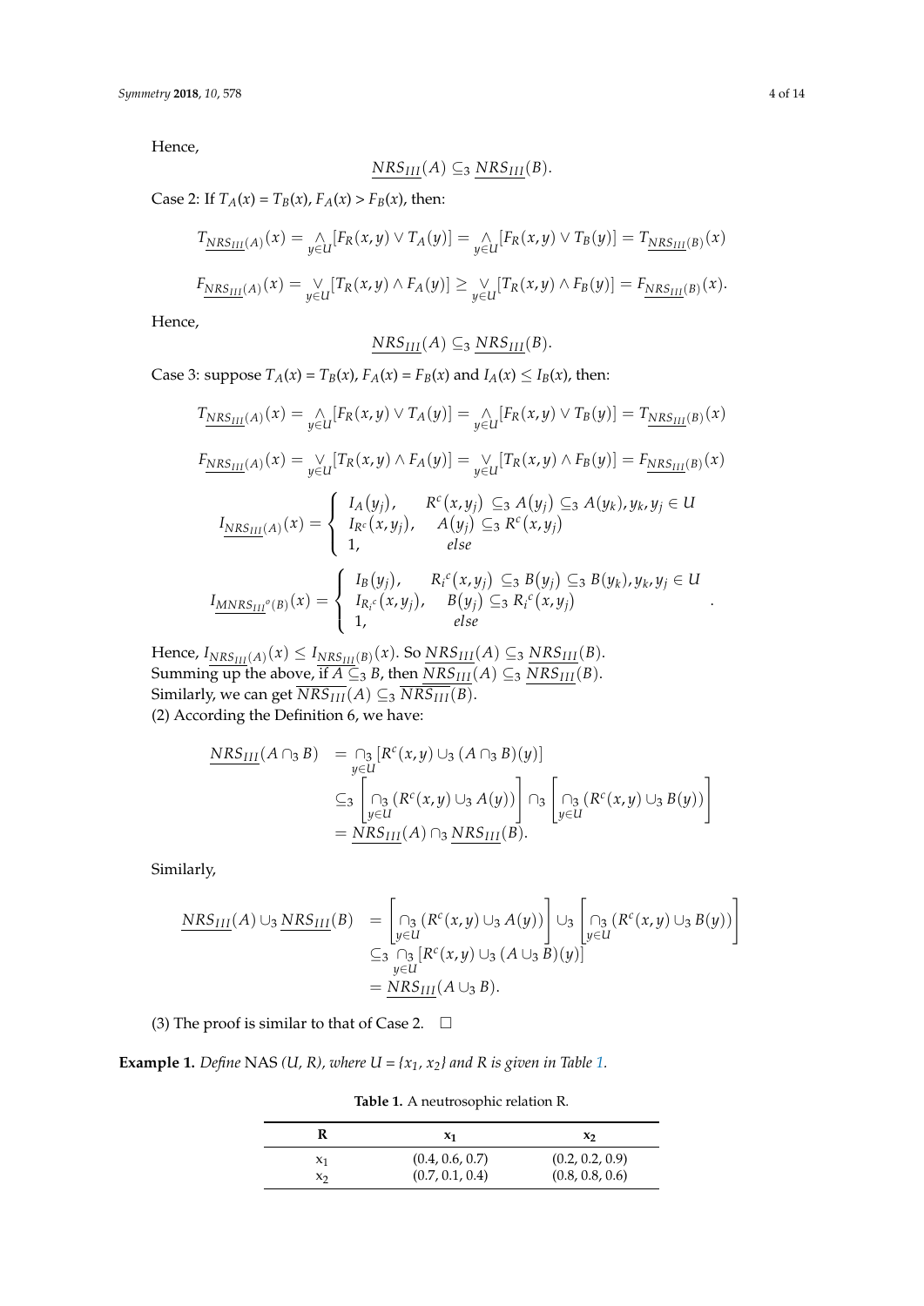Hence,

$$\underline{NRS_{III}}(A) \subseteq_3 \underline{NRS_{III}}(B).$$

Case 2: If $T_A(x) = T_B(x)$, $F_A(x) > F_B(x)$, then:

$$T_{\underline{NRS_{III}}(A)}(x) = \underset{y \in U}{\wedge}[F_R(x,y) \vee T_A(y)] = \underset{y \in U}{\wedge}[F_R(x,y) \vee T_B(y)] = T_{\underline{NRS_{III}}(B)}(x)$$

$$F_{\underline{NRS_{III}}(A)}(x) = \underset{y \in U}{\vee}[T_R(x,y) \wedge F_A(y)] \geq \underset{y \in U}{\vee}[T_R(x,y) \wedge F_B(y)] = F_{\underline{NRS_{III}}(B)}(x).$$

Hence,

$$\underline{NRS_{III}}(A) \subseteq_3 \underline{NRS_{III}}(B).$$

Case 3: suppose $T_A(x) = T_B(x)$, $F_A(x) = F_B(x)$ and $I_A(x) \leq I_B(x)$, then:

$$T_{\underline{NRS_{III}}(A)}(x) = \underset{y \in U}{\wedge}[F_R(x,y) \vee T_A(y)] = \underset{y \in U}{\wedge}[F_R(x,y) \vee T_B(y)] = T_{\underline{NRS_{III}}(B)}(x)$$

$$F_{\underline{NRS_{III}}(A)}(x) = \underset{y \in U}{\vee}[T_R(x,y) \wedge F_A(y)] = \underset{y \in U}{\vee}[T_R(x,y) \wedge F_B(y)] = F_{\underline{NRS_{III}}(B)}(x)$$

$$I_{\underline{NRS_{III}}(A)}(x) = \begin{cases} I_A(y_j), & R^c(x,y_j) \subseteq_3 A(y_j) \subseteq_3 A(y_k), y_k, y_j \in U \\ I_{R^c}(x,y_j), & A(y_j) \subseteq_3 R^c(x,y_j) \\ 1, & else \end{cases}$$

$$I_{\underline{MNRS_{III}}^o(B)}(x) = \begin{cases} I_B(y_j), & R_i{}^c(x,y_j) \subseteq_3 B(y_j) \subseteq_3 B(y_k), y_k, y_j \in U \\ I_{R_i{}^c}(x,y_j), & B(y_j) \subseteq_3 R_i{}^c(x,y_j) \\ 1, & else \end{cases}.$$

Hence, $I_{\underline{NRS_{III}}(A)}(x) \leq I_{\underline{NRS_{III}}(B)}(x)$. So $\underline{NRS_{III}}(A) \subseteq_3 \underline{NRS_{III}}(B)$.
Summing up the above, if $A \subseteq_3 B$, then $\underline{NRS_{III}}(A) \subseteq_3 \underline{NRS_{III}}(B)$.
Similarly, we can get $\overline{NRS_{III}}(A) \subseteq_3 \overline{NRS_{III}}(B)$.
(2) According the Definition 6, we have:

$$\begin{aligned} \underline{NRS_{III}}(A \cap_3 B) &= \underset{y \in U}{\cap_3}[R^c(x,y) \cup_3 (A \cap_3 B)(y)] \\ &\subseteq_3 \left[\underset{y \in U}{\cap_3}(R^c(x,y) \cup_3 A(y))\right] \cap_3 \left[\underset{y \in U}{\cap_3}(R^c(x,y) \cup_3 B(y))\right] \\ &= \underline{NRS_{III}}(A) \cap_3 \underline{NRS_{III}}(B). \end{aligned}$$

Similarly,

$$\begin{aligned} \underline{NRS_{III}}(A) \cup_3 \underline{NRS_{III}}(B) &= \left[\underset{y \in U}{\cap_3}(R^c(x,y) \cup_3 A(y))\right] \cup_3 \left[\underset{y \in U}{\cap_3}(R^c(x,y) \cup_3 B(y))\right] \\ &\subseteq_3 \underset{y \in U}{\cap_3}[R^c(x,y) \cup_3 (A \cup_3 B)(y)] \\ &= \underline{NRS_{III}}(A \cup_3 B). \end{aligned}$$

(3) The proof is similar to that of Case 2. □

**Example 1.** *Define* NAS *(U, R), where U = {$x_1$, $x_2$} and R is given in Table 1.*

**Table 1.** A neutrosophic relation R.

| R | $x_1$ | $x_2$ |
|---|---|---|
| $x_1$ | (0.4, 0.6, 0.7) | (0.2, 0.2, 0.9) |
| $x_2$ | (0.7, 0.1, 0.4) | (0.8, 0.8, 0.6) |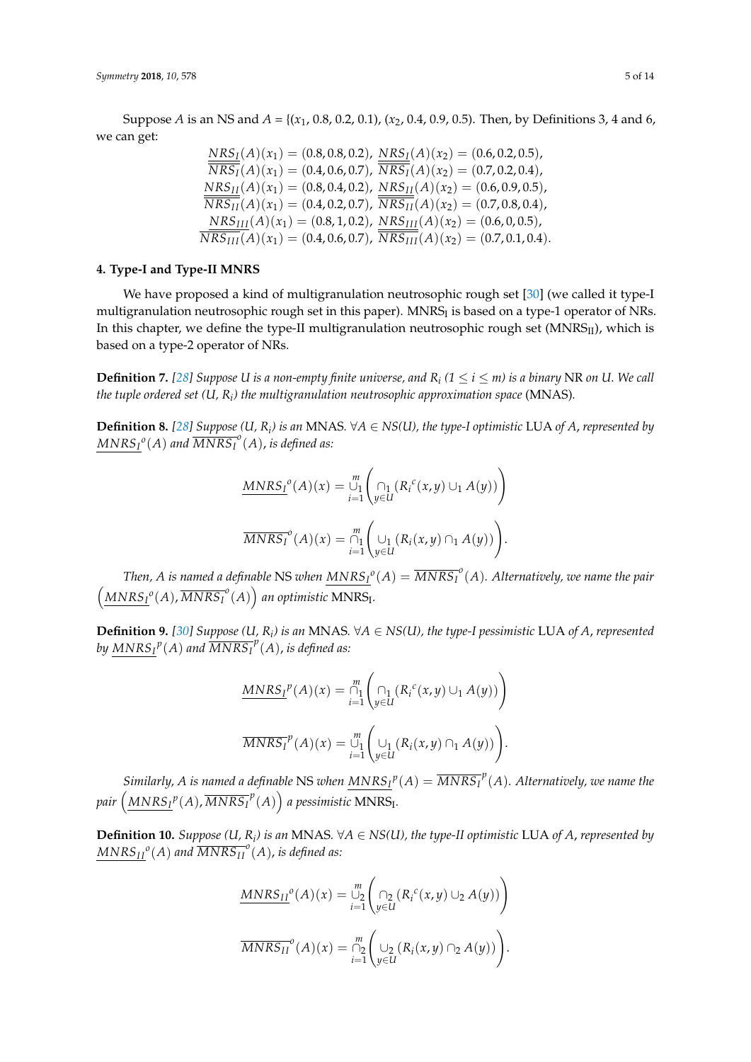Suppose $A$ is an NS and $A = \{(x_1, 0.8, 0.2, 0.1), (x_2, 0.4, 0.9, 0.5)$. Then, by Definitions 3, 4 and 6, we can get:

$$\underline{NRS_I}(A)(x_1) = (0.8, 0.8, 0.2),\ \underline{NRS_I}(A)(x_2) = (0.6, 0.2, 0.5),$$
$$\overline{NRS_I}(A)(x_1) = (0.4, 0.6, 0.7),\ \overline{NRS_I}(A)(x_2) = (0.7, 0.2, 0.4),$$
$$\underline{NRS_{II}}(A)(x_1) = (0.8, 0.4, 0.2),\ \underline{NRS_{II}}(A)(x_2) = (0.6, 0.9, 0.5),$$
$$\overline{NRS_{II}}(A)(x_1) = (0.4, 0.2, 0.7),\ \overline{NRS_{II}}(A)(x_2) = (0.7, 0.8, 0.4),$$
$$\underline{NRS_{III}}(A)(x_1) = (0.8, 1, 0.2),\ \underline{NRS_{III}}(A)(x_2) = (0.6, 0, 0.5),$$
$$\overline{NRS_{III}}(A)(x_1) = (0.4, 0.6, 0.7),\ \overline{NRS_{III}}(A)(x_2) = (0.7, 0.1, 0.4).$$

## 4. Type-I and Type-II MNRS

We have proposed a kind of multigranulation neutrosophic rough set [30] (we called it type-I multigranulation neutrosophic rough set in this paper). $\text{MNRS}_\text{I}$ is based on a type-1 operator of NRs. In this chapter, we define the type-II multigranulation neutrosophic rough set ($\text{MNRS}_\text{II}$), which is based on a type-2 operator of NRs.

**Definition 7.** *[28] Suppose U is a non-empty finite universe, and $R_i$ ($1 \leq i \leq m$) is a binary* NR *on U. We call the tuple ordered set (U, $R_i$) the multigranulation neutrosophic approximation space* (MNAS)*.*

**Definition 8.** *[28] Suppose (U, $R_i$) is an* MNAS*. $\forall A \in NS(U)$, the type-I optimistic* LUA *of A, represented by $\underline{MNRS_I}^o(A)$ and $\overline{MNRS_I}^o(A)$, is defined as:*

$$\underline{MNRS_I}^o(A)(x) = \overset{m}{\underset{i=1}{\cup_1}} \left( \underset{y \in U}{\cap_1} (R_i{}^c(x,y) \cup_1 A(y)) \right)$$

$$\overline{MNRS_I}^o(A)(x) = \overset{m}{\underset{i=1}{\cap_1}} \left( \underset{y \in U}{\cup_1} (R_i(x,y) \cap_1 A(y)) \right).$$

*Then, A is named a definable* NS *when $\underline{MNRS_I}^o(A) = \overline{MNRS_I}^o(A)$. Alternatively, we name the pair $\left(\underline{MNRS_I}^o(A), \overline{MNRS_I}^o(A)\right)$ an optimistic* $\text{MNRS}_\text{I}$*.*

**Definition 9.** *[30] Suppose (U, $R_i$) is an* MNAS*. $\forall A \in NS(U)$, the type-I pessimistic* LUA *of A, represented by $\underline{MNRS_I}^p(A)$ and $\overline{MNRS_I}^p(A)$, is defined as:*

$$\underline{MNRS_I}^p(A)(x) = \overset{m}{\underset{i=1}{\cap_1}} \left( \underset{y \in U}{\cap_1} (R_i{}^c(x,y) \cup_1 A(y)) \right)$$

$$\overline{MNRS_I}^p(A)(x) = \overset{m}{\underset{i=1}{\cup_1}} \left( \underset{y \in U}{\cup_1} (R_i(x,y) \cap_1 A(y)) \right).$$

*Similarly, A is named a definable* NS *when $\underline{MNRS_I}^p(A) = \overline{MNRS_I}^p(A)$. Alternatively, we name the pair $\left(\underline{MNRS_I}^p(A), \overline{MNRS_I}^p(A)\right)$ a pessimistic* $\text{MNRS}_\text{I}$*.*

**Definition 10.** *Suppose (U, $R_i$) is an* MNAS*. $\forall A \in NS(U)$, the type-II optimistic* LUA *of A, represented by $\underline{MNRS_{II}}^o(A)$ and $\overline{MNRS_{II}}^o(A)$, is defined as:*

$$\underline{MNRS_{II}}^o(A)(x) = \overset{m}{\underset{i=1}{\cup_2}} \left( \underset{y \in U}{\cap_2} (R_i{}^c(x,y) \cup_2 A(y)) \right)$$

$$\overline{MNRS_{II}}^o(A)(x) = \overset{m}{\underset{i=1}{\cap_2}} \left( \underset{y \in U}{\cup_2} (R_i(x,y) \cap_2 A(y)) \right).$$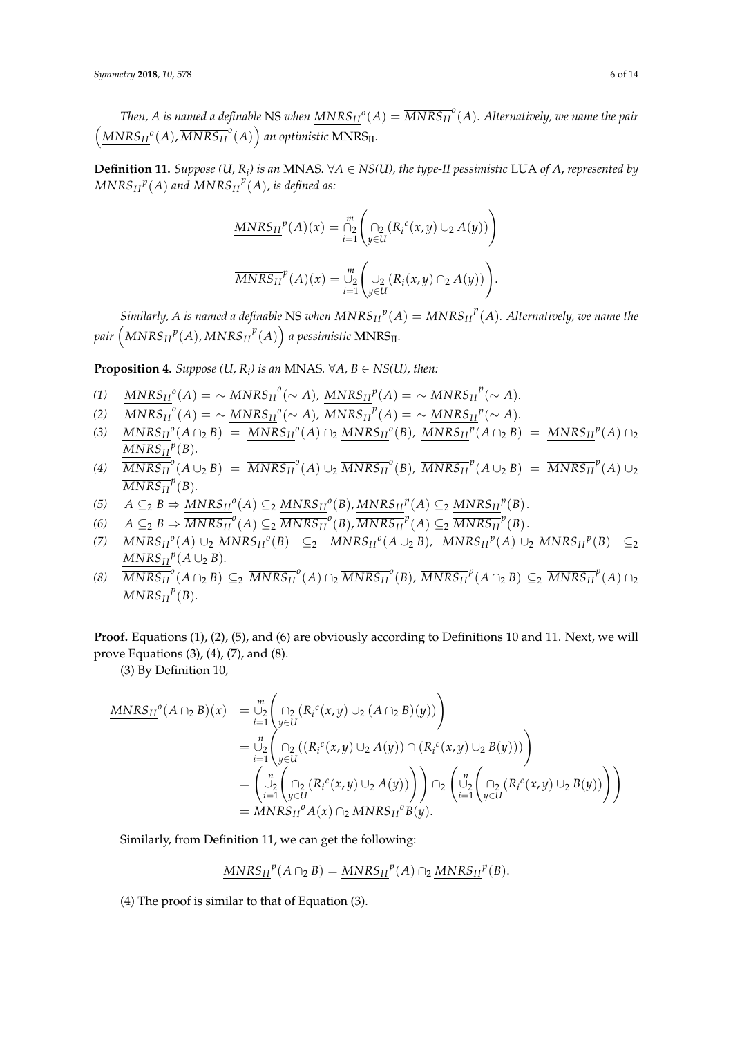*Then, A is named a definable* NS *when* $\underline{MNRS_{II}}^o(A) = \overline{MNRS_{II}}^o(A)$. *Alternatively, we name the pair* $\left(\underline{MNRS_{II}}^o(A), \overline{MNRS_{II}}^o(A)\right)$ *an optimistic* $\text{MNRS}_{\text{II}}$.

**Definition 11.** *Suppose (U, $R_i$) is an* MNAS. *$\forall A \in NS(U)$, the type-II pessimistic* LUA *of A, represented by* $\underline{MNRS_{II}}^p(A)$ *and* $\overline{MNRS_{II}}^p(A)$, *is defined as:*

$$\underline{MNRS_{II}}^p(A)(x) = \bigcap_{i=1}^{m}{}_2 \left( \bigcap_{y \in U}{}_2 \left( R_i{}^c(x,y) \cup_2 A(y) \right) \right)$$

$$\overline{MNRS_{II}}^p(A)(x) = \bigcup_{i=1}^{m}{}_2 \left( \bigcup_{y \in U}{}_2 \left( R_i(x,y) \cap_2 A(y) \right) \right).$$

*Similarly, A is named a definable* NS *when* $\underline{MNRS_{II}}^p(A) = \overline{MNRS_{II}}^p(A)$. *Alternatively, we name the pair* $\left(\underline{MNRS_{II}}^p(A), \overline{MNRS_{II}}^p(A)\right)$ *a pessimistic* $\text{MNRS}_{\text{II}}$.

**Proposition 4.** *Suppose (U, $R_i$) is an* MNAS. *$\forall A, B \in NS(U)$, then:*

(1) $\underline{MNRS_{II}}^o(A) = \sim \overline{MNRS_{II}}^o(\sim A)$, $\underline{MNRS_{II}}^p(A) = \sim \overline{MNRS_{II}}^p(\sim A)$.

(2) $\overline{MNRS_{II}}^o(A) = \sim \underline{MNRS_{II}}^o(\sim A)$, $\overline{MNRS_{II}}^p(A) = \sim \underline{MNRS_{II}}^p(\sim A)$.

(3) $\underline{MNRS_{II}}^o(A \cap_2 B) = \underline{MNRS_{II}}^o(A) \cap_2 \underline{MNRS_{II}}^o(B)$, $\underline{MNRS_{II}}^p(A \cap_2 B) = \underline{MNRS_{II}}^p(A) \cap_2 \underline{MNRS_{II}}^p(B)$.

(4) $\overline{MNRS_{II}}^o(A \cup_2 B) = \overline{MNRS_{II}}^o(A) \cup_2 \overline{MNRS_{II}}^o(B)$, $\overline{MNRS_{II}}^p(A \cup_2 B) = \overline{MNRS_{II}}^p(A) \cup_2 \overline{MNRS_{II}}^p(B)$.

(5) $A \subseteq_2 B \Rightarrow \underline{MNRS_{II}}^o(A) \subseteq_2 \underline{MNRS_{II}}^o(B), \underline{MNRS_{II}}^p(A) \subseteq_2 \underline{MNRS_{II}}^p(B)$.

(6) $A \subseteq_2 B \Rightarrow \overline{MNRS_{II}}^o(A) \subseteq_2 \overline{MNRS_{II}}^o(B), \overline{MNRS_{II}}^p(A) \subseteq_2 \overline{MNRS_{II}}^p(B)$.

(7) $\underline{MNRS_{II}}^o(A) \cup_2 \underline{MNRS_{II}}^o(B) \subseteq_2 \underline{MNRS_{II}}^o(A \cup_2 B)$, $\underline{MNRS_{II}}^p(A) \cup_2 \underline{MNRS_{II}}^p(B) \subseteq_2 \underline{MNRS_{II}}^p(A \cup_2 B)$.

(8) $\overline{MNRS_{II}}^o(A \cap_2 B) \subseteq_2 \overline{MNRS_{II}}^o(A) \cap_2 \overline{MNRS_{II}}^o(B)$, $\overline{MNRS_{II}}^p(A \cap_2 B) \subseteq_2 \overline{MNRS_{II}}^p(A) \cap_2 \overline{MNRS_{II}}^p(B)$.

**Proof.** Equations (1), (2), (5), and (6) are obviously according to Definitions 10 and 11. Next, we will prove Equations (3), (4), (7), and (8).

(3) By Definition 10,

$$\begin{aligned}
\underline{MNRS_{II}}^o(A \cap_2 B)(x) &= \bigcup_{i=1}^{m}{}_2 \left( \bigcap_{y \in U}{}_2 \left( R_i{}^c(x,y) \cup_2 (A \cap_2 B)(y) \right) \right) \\
&= \bigcup_{i=1}^{n}{}_2 \left( \bigcap_{y \in U}{}_2 \left( (R_i{}^c(x,y) \cup_2 A(y)) \cap (R_i{}^c(x,y) \cup_2 B(y)) \right) \right) \\
&= \left( \bigcup_{i=1}^{n}{}_2 \left( \bigcap_{y \in U}{}_2 \left( R_i{}^c(x,y) \cup_2 A(y) \right) \right) \right) \cap_2 \left( \bigcup_{i=1}^{n}{}_2 \left( \bigcap_{y \in U}{}_2 \left( R_i{}^c(x,y) \cup_2 B(y) \right) \right) \right) \\
&= \underline{MNRS_{II}}^o A(x) \cap_2 \underline{MNRS_{II}}^o B(y).
\end{aligned}$$

Similarly, from Definition 11, we can get the following:

$$\underline{MNRS_{II}}^p(A \cap_2 B) = \underline{MNRS_{II}}^p(A) \cap_2 \underline{MNRS_{II}}^p(B).$$

(4) The proof is similar to that of Equation (3).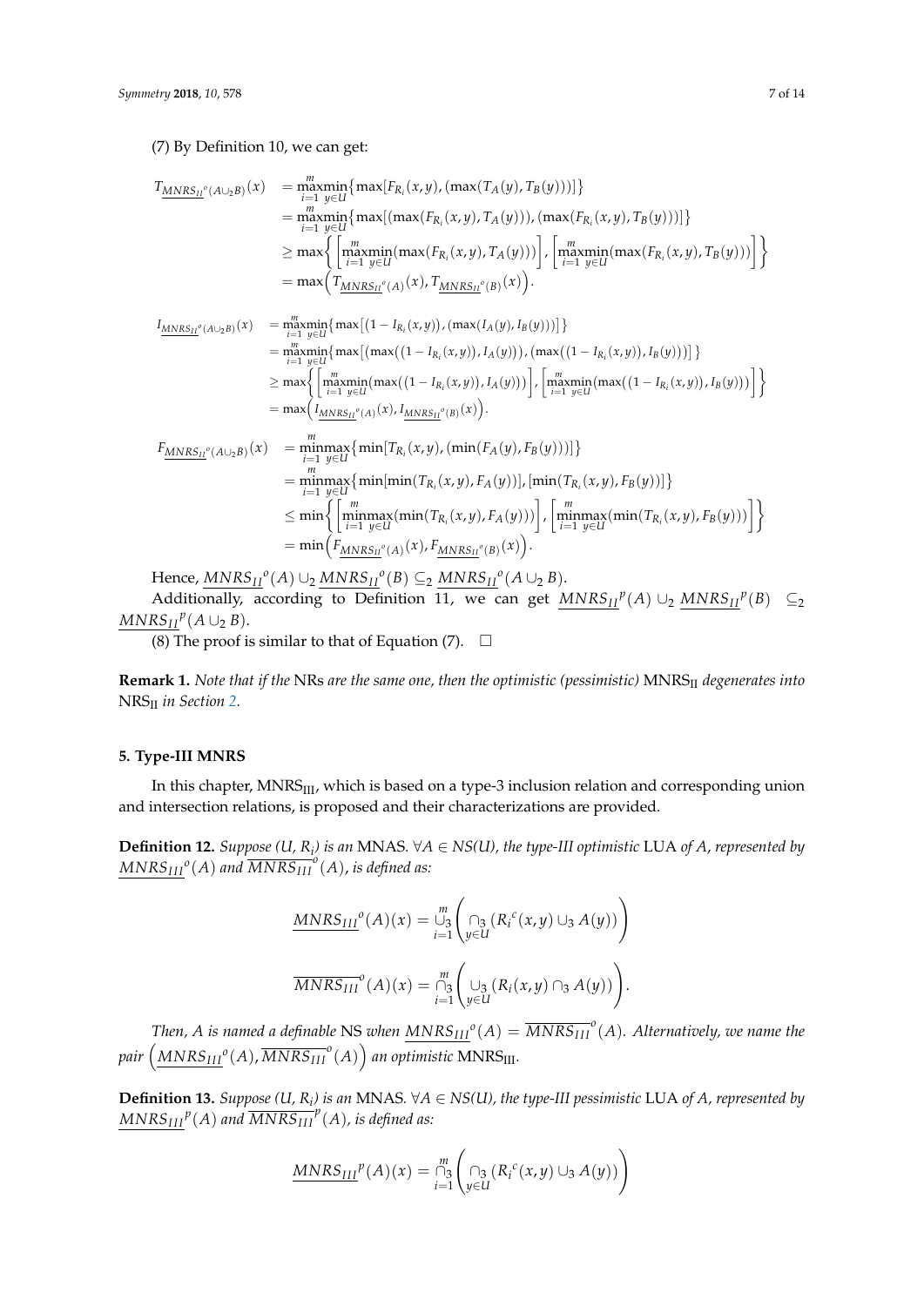(7) By Definition 10, we can get:

$$
\begin{aligned}
T_{\underline{MNRS_{II}}^{o}(A\cup_2 B)}(x) &= \overset{m}{\underset{i=1}{\max}}\underset{y\in U}{\min}\{\max[F_{R_i}(x,y),(\max(T_A(y),T_B(y)))]\} \\
&= \overset{m}{\underset{i=1}{\max}}\underset{y\in U}{\min}\{\max[(\max(F_{R_i}(x,y),T_A(y))),(\max(F_{R_i}(x,y),T_B(y)))]\} \\
&\geq \max\left\{\left[\overset{m}{\underset{i=1}{\max}}\underset{y\in U}{\min}(\max(F_{R_i}(x,y),T_A(y)))\right],\left[\overset{m}{\underset{i=1}{\max}}\underset{y\in U}{\min}(\max(F_{R_i}(x,y),T_B(y)))\right]\right\} \\
&= \max\left(T_{\underline{MNRS_{II}}^{o}(A)}(x),T_{\underline{MNRS_{II}}^{o}(B)}(x)\right).
\end{aligned}
$$

$$
\begin{aligned}
I_{\underline{MNRS_{II}}^{o}(A\cup_2 B)}(x) &= \overset{m}{\underset{i=1}{\max}}\underset{y\in U}{\min}\{\max[(1-I_{R_i}(x,y)),(\max(I_A(y),I_B(y)))]\} \\
&= \overset{m}{\underset{i=1}{\max}}\underset{y\in U}{\min}\{\max[(\max((1-I_{R_i}(x,y)),I_A(y))),(\max((1-I_{R_i}(x,y)),I_B(y)))]\} \\
&\geq \max\left\{\left[\overset{m}{\underset{i=1}{\max}}\underset{y\in U}{\min}(\max((1-I_{R_i}(x,y)),I_A(y)))\right],\left[\overset{m}{\underset{i=1}{\max}}\underset{y\in U}{\min}(\max((1-I_{R_i}(x,y)),I_B(y)))\right]\right\} \\
&= \max\left(I_{\underline{MNRS_{II}}^{o}(A)}(x),I_{\underline{MNRS_{II}}^{o}(B)}(x)\right).
\end{aligned}
$$

$$
\begin{aligned}
F_{\underline{MNRS_{II}}^{o}(A\cup_2 B)}(x) &= \overset{m}{\underset{i=1}{\min}}\underset{y\in U}{\max}\{\min[T_{R_i}(x,y),(\min(F_A(y),F_B(y)))]\} \\
&= \overset{m}{\underset{i=1}{\min}}\underset{y\in U}{\max}\{\min[\min(T_{R_i}(x,y),F_A(y))],[\min(T_{R_i}(x,y),F_B(y))]\} \\
&\leq \min\left\{\left[\overset{m}{\underset{i=1}{\min}}\underset{y\in U}{\max}(\min(T_{R_i}(x,y),F_A(y)))\right],\left[\overset{m}{\underset{i=1}{\min}}\underset{y\in U}{\max}(\min(T_{R_i}(x,y),F_B(y)))\right]\right\} \\
&= \min\left(F_{\underline{MNRS_{II}}^{o}(A)}(x),F_{\underline{MNRS_{II}}^{o}(B)}(x)\right).
\end{aligned}
$$

Hence, $\underline{MNRS_{II}}^{o}(A)\cup_2\underline{MNRS_{II}}^{o}(B)\subseteq_2\underline{MNRS_{II}}^{o}(A\cup_2 B)$.

Additionally, according to Definition 11, we can get $\underline{MNRS_{II}}^{p}(A)\cup_2\underline{MNRS_{II}}^{p}(B)\subseteq_2\underline{MNRS_{II}}^{p}(A\cup_2 B)$.

(8) The proof is similar to that of Equation (7). □

**Remark 1.** *Note that if the* NRs *are the same one, then the optimistic (pessimistic)* $\text{MNRS}_{\text{II}}$ *degenerates into* $\text{NRS}_{\text{II}}$ *in Section 2.*

## 5. Type-III MNRS

In this chapter, $\text{MNRS}_{\text{III}}$, which is based on a type-3 inclusion relation and corresponding union and intersection relations, is proposed and their characterizations are provided.

**Definition 12.** *Suppose (U, $R_i$) is an* MNAS. *$\forall A\in NS(U)$, the type-III optimistic* LUA *of A, represented by* $\underline{MNRS_{III}}^{o}(A)$ *and* $\overline{MNRS_{III}}^{o}(A)$*, is defined as:*

$$
\underline{MNRS_{III}}^{o}(A)(x)=\overset{m}{\underset{i=1}{\cup_3}}\left(\underset{y\in U}{\cap_3}(R_i^{c}(x,y)\cup_3 A(y))\right)
$$

$$
\overline{MNRS_{III}}^{o}(A)(x)=\overset{m}{\underset{i=1}{\cap_3}}\left(\underset{y\in U}{\cup_3}(R_i(x,y)\cap_3 A(y))\right).
$$

*Then, A is named a definable* NS *when* $\underline{MNRS_{III}}^{o}(A)=\overline{MNRS_{III}}^{o}(A)$. *Alternatively, we name the pair* $\left(\underline{MNRS_{III}}^{o}(A),\overline{MNRS_{III}}^{o}(A)\right)$ *an optimistic* $\text{MNRS}_{\text{III}}$.

**Definition 13.** *Suppose (U, $R_i$) is an* MNAS. *$\forall A\in NS(U)$, the type-III pessimistic* LUA *of A, represented by* $\underline{MNRS_{III}}^{p}(A)$ *and* $\overline{MNRS_{III}}^{p}(A)$*, is defined as:*

$$
\underline{MNRS_{III}}^{p}(A)(x)=\overset{m}{\underset{i=1}{\cap_3}}\left(\underset{y\in U}{\cap_3}(R_i^{c}(x,y)\cup_3 A(y))\right)
$$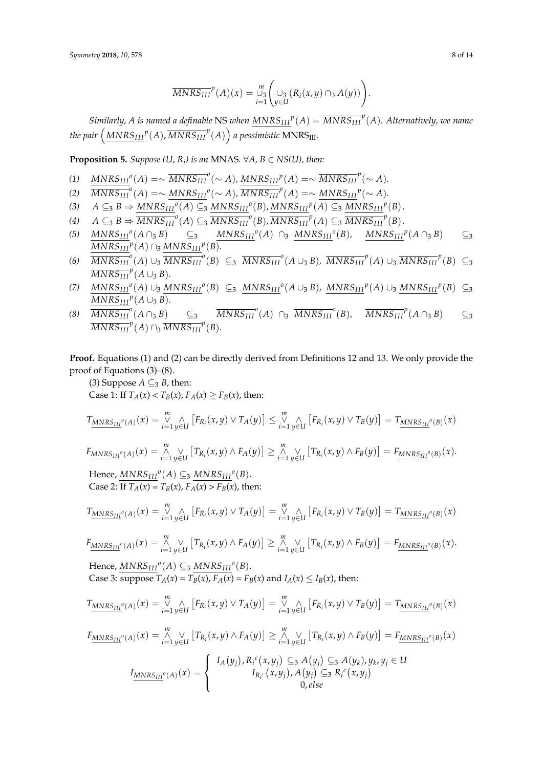$$\overline{MNRS_{III}}^{p}(A)(x) = \overset{m}{\underset{i=1}{\cup_3}} \left( \underset{y \in U}{\cup_3} \left( R_i(x, y) \cap_3 A(y) \right) \right).$$

*Similarly, A is named a definable* NS *when* $\underline{MNRS_{III}}^{p}(A) = \overline{MNRS_{III}}^{p}(A)$. *Alternatively, we name the pair* $\left( \underline{MNRS_{III}}^{p}(A), \overline{MNRS_{III}}^{p}(A) \right)$ *a pessimistic* $\text{MNRS}_{\text{III}}$.

**Proposition 5.** *Suppose (U, $R_i$) is an* MNAS. $\forall A, B \in NS(U)$, *then:*

*(1)* $\underline{MNRS_{III}}^{o}(A) = \sim \overline{MNRS_{III}}^{o}(\sim A)$, $\underline{MNRS_{III}}^{p}(A) = \sim \overline{MNRS_{III}}^{p}(\sim A)$.

*(2)* $\overline{MNRS_{III}}^{o}(A) = \sim \underline{MNRS_{III}}^{o}(\sim A)$, $\overline{MNRS_{III}}^{p}(A) = \sim \underline{MNRS_{III}}^{p}(\sim A)$.

*(3)* $A \subseteq_3 B \Rightarrow \underline{MNRS_{III}}^{o}(A) \subseteq_3 \underline{MNRS_{III}}^{o}(B)$, $\underline{MNRS_{III}}^{p}(A) \subseteq_3 \underline{MNRS_{III}}^{p}(B)$.

*(4)* $A \subseteq_3 B \Rightarrow \overline{MNRS_{III}}^{o}(A) \subseteq_3 \overline{MNRS_{III}}^{o}(B)$, $\overline{MNRS_{III}}^{p}(A) \subseteq_3 \overline{MNRS_{III}}^{p}(B)$.

*(5)* $\underline{MNRS_{III}}^{o}(A \cap_3 B) \subseteq_3 \underline{MNRS_{III}}^{o}(A) \cap_3 \underline{MNRS_{III}}^{o}(B)$, $\underline{MNRS_{III}}^{p}(A \cap_3 B) \subseteq_3 \underline{MNRS_{III}}^{p}(A) \cap_3 \underline{MNRS_{III}}^{p}(B)$.

*(6)* $\overline{MNRS_{III}}^{o}(A) \cup_3 \overline{MNRS_{III}}^{o}(B) \subseteq_3 \overline{MNRS_{III}}^{o}(A \cup_3 B)$, $\overline{MNRS_{III}}^{p}(A) \cup_3 \overline{MNRS_{III}}^{p}(B) \subseteq_3 \overline{MNRS_{III}}^{p}(A \cup_3 B)$.

*(7)* $\underline{MNRS_{III}}^{o}(A) \cup_3 \underline{MNRS_{III}}^{o}(B) \subseteq_3 \underline{MNRS_{III}}^{o}(A \cup_3 B)$, $\underline{MNRS_{III}}^{p}(A) \cup_3 \underline{MNRS_{III}}^{p}(B) \subseteq_3 \underline{MNRS_{III}}^{p}(A \cup_3 B)$.

*(8)* $\overline{MNRS_{III}}^{o}(A \cap_3 B) \subseteq_3 \overline{MNRS_{III}}^{o}(A) \cap_3 \overline{MNRS_{III}}^{o}(B)$, $\overline{MNRS_{III}}^{p}(A \cap_3 B) \subseteq_3 \overline{MNRS_{III}}^{p}(A) \cap_3 \overline{MNRS_{III}}^{p}(B)$.

**Proof.** Equations (1) and (2) can be directly derived from Definitions 12 and 13. We only provide the proof of Equations (3)–(8).

(3) Suppose $A \subseteq_3 B$, then:

Case 1: If $T_A(x) < T_B(x)$, $F_A(x) \geq F_B(x)$, then:

$$T_{\underline{MNRS_{III}}^{o}(A)}(x) = \overset{m}{\underset{i=1}{\vee}} \underset{y \in U}{\wedge} \left[ F_{R_i}(x, y) \vee T_A(y) \right] \leq \overset{m}{\underset{i=1}{\vee}} \underset{y \in U}{\wedge} \left[ F_{R_i}(x, y) \vee T_B(y) \right] = T_{\underline{MNRS_{III}}^{o}(B)}(x)$$

$$F_{\underline{MNRS_{III}}^{o}(A)}(x) = \overset{m}{\underset{i=1}{\wedge}} \underset{y \in U}{\vee} \left[ T_{R_i}(x, y) \wedge F_A(y) \right] \geq \overset{m}{\underset{i=1}{\wedge}} \underset{y \in U}{\vee} \left[ T_{R_i}(x, y) \wedge F_B(y) \right] = F_{\underline{MNRS_{III}}^{o}(B)}(x).$$

Hence, $\underline{MNRS_{III}}^{o}(A) \subseteq_3 \underline{MNRS_{III}}^{o}(B)$.

Case 2: If $T_A(x) = T_B(x)$, $F_A(x) > F_B(x)$, then:

$$T_{\underline{MNRS_{III}}^{o}(A)}(x) = \overset{m}{\underset{i=1}{\vee}} \underset{y \in U}{\wedge} \left[ F_{R_i}(x, y) \vee T_A(y) \right] = \overset{m}{\underset{i=1}{\vee}} \underset{y \in U}{\wedge} \left[ F_{R_i}(x, y) \vee T_B(y) \right] = T_{\underline{MNRS_{III}}^{o}(B)}(x)$$

$$F_{\underline{MNRS_{III}}^{o}(A)}(x) = \overset{m}{\underset{i=1}{\wedge}} \underset{y \in U}{\vee} \left[ T_{R_i}(x, y) \wedge F_A(y) \right] \geq \overset{m}{\underset{i=1}{\wedge}} \underset{y \in U}{\vee} \left[ T_{R_i}(x, y) \wedge F_B(y) \right] = F_{\underline{MNRS_{III}}^{o}(B)}(x).$$

Hence, $\underline{MNRS_{III}}^{o}(A) \subseteq_3 \underline{MNRS_{III}}^{o}(B)$.

Case 3: suppose $T_A(x) = T_B(x)$, $F_A(x) = F_B(x)$ and $I_A(x) \leq I_B(x)$, then:

$$T_{\underline{MNRS_{III}}^{o}(A)}(x) = \overset{m}{\underset{i=1}{\vee}} \underset{y \in U}{\wedge} \left[ F_{R_i}(x, y) \vee T_A(y) \right] = \overset{m}{\underset{i=1}{\vee}} \underset{y \in U}{\wedge} \left[ F_{R_i}(x, y) \vee T_B(y) \right] = T_{\underline{MNRS_{III}}^{o}(B)}(x)$$

$$F_{\underline{MNRS_{III}}^{o}(A)}(x) = \overset{m}{\underset{i=1}{\wedge}} \underset{y \in U}{\vee} \left[ T_{R_i}(x, y) \wedge F_A(y) \right] \geq \overset{m}{\underset{i=1}{\wedge}} \underset{y \in U}{\vee} \left[ T_{R_i}(x, y) \wedge F_B(y) \right] = F_{\underline{MNRS_{III}}^{o}(B)}(x)$$

$$I_{\underline{MNRS_{III}}^{o}(A)}(x) = \begin{cases} I_A(y_j), R_i^{c}(x, y_j) \subseteq_3 A(y_j) \subseteq_3 A(y_k), y_k, y_j \in U \\ I_{R_i^{c}}(x, y_j), A(y_j) \subseteq_3 R_i^{c}(x, y_j) \\ 0, else \end{cases}$$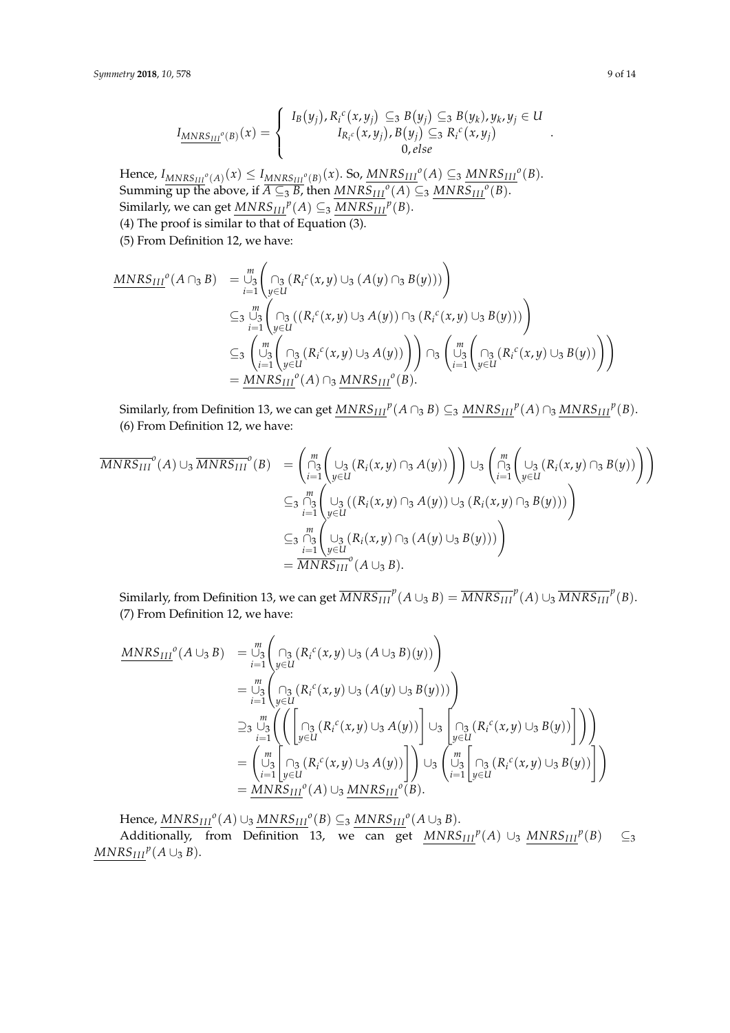$$I_{\underline{MNRS_{III}}^{o}(B)}(x) = \begin{cases} I_B(y_j), R_i{}^c(x,y_j) \subseteq_3 B(y_j) \subseteq_3 B(y_k), y_k, y_j \in U \\ I_{R_i{}^c}(x,y_j), B(y_j) \subseteq_3 R_i{}^c(x,y_j) \\ 0, else \end{cases}.$$

Hence, $I_{\underline{MNRS_{III}}^{o}(A)}(x) \leq I_{\underline{MNRS_{III}}^{o}(B)}(x)$. So, $\underline{MNRS_{III}}^{o}(A) \subseteq_3 \underline{MNRS_{III}}^{o}(B)$.
Summing up the above, if $A \subseteq_3 B$, then $\underline{MNRS_{III}}^{o}(A) \subseteq_3 \underline{MNRS_{III}}^{o}(B)$.
Similarly, we can get $\underline{MNRS_{III}}^{p}(A) \subseteq_3 \underline{MNRS_{III}}^{p}(B)$.
(4) The proof is similar to that of Equation (3).
(5) From Definition 12, we have:

$$\begin{aligned} \underline{MNRS_{III}}^{o}(A \cap_3 B) &= \overset{m}{\underset{i=1}{\cup_3}} \left( \underset{y \in U}{\cap_3} \left( R_i{}^c(x,y) \cup_3 \left( A(y) \cap_3 B(y) \right) \right) \right) \\ &\subseteq_3 \overset{m}{\underset{i=1}{\cup_3}} \left( \underset{y \in U}{\cap_3} \left( \left( R_i{}^c(x,y) \cup_3 A(y) \right) \cap_3 \left( R_i{}^c(x,y) \cup_3 B(y) \right) \right) \right) \\ &\subseteq_3 \left( \overset{m}{\underset{i=1}{\cup_3}} \left( \underset{y \in U}{\cap_3} \left( R_i{}^c(x,y) \cup_3 A(y) \right) \right) \right) \cap_3 \left( \overset{m}{\underset{i=1}{\cup_3}} \left( \underset{y \in U}{\cap_3} \left( R_i{}^c(x,y) \cup_3 B(y) \right) \right) \right) \\ &= \underline{MNRS_{III}}^{o}(A) \cap_3 \underline{MNRS_{III}}^{o}(B). \end{aligned}$$

Similarly, from Definition 13, we can get $\underline{MNRS_{III}}^{p}(A \cap_3 B) \subseteq_3 \underline{MNRS_{III}}^{p}(A) \cap_3 \underline{MNRS_{III}}^{p}(B)$.
(6) From Definition 12, we have:

$$\begin{aligned} \overline{MNRS_{III}}^{o}(A) \cup_3 \overline{MNRS_{III}}^{o}(B) &= \left( \overset{m}{\underset{i=1}{\cap_3}} \left( \underset{y \in U}{\cup_3} \left( R_i(x,y) \cap_3 A(y) \right) \right) \right) \cup_3 \left( \overset{m}{\underset{i=1}{\cap_3}} \left( \underset{y \in U}{\cup_3} \left( R_i(x,y) \cap_3 B(y) \right) \right) \right) \\ &\subseteq_3 \overset{m}{\underset{i=1}{\cap_3}} \left( \underset{y \in U}{\cup_3} \left( \left( R_i(x,y) \cap_3 A(y) \right) \cup_3 \left( R_i(x,y) \cap_3 B(y) \right) \right) \right) \\ &\subseteq_3 \overset{m}{\underset{i=1}{\cap_3}} \left( \underset{y \in U}{\cup_3} \left( R_i(x,y) \cap_3 \left( A(y) \cup_3 B(y) \right) \right) \right) \\ &= \overline{MNRS_{III}}^{o}(A \cup_3 B). \end{aligned}$$

Similarly, from Definition 13, we can get $\overline{MNRS_{III}}^{p}(A \cup_3 B) = \overline{MNRS_{III}}^{p}(A) \cup_3 \overline{MNRS_{III}}^{p}(B)$.
(7) From Definition 12, we have:

$$\begin{aligned} \underline{MNRS_{III}}^{o}(A \cup_3 B) &= \overset{m}{\underset{i=1}{\cup_3}} \left( \underset{y \in U}{\cap_3} \left( R_i{}^c(x,y) \cup_3 (A \cup_3 B)(y) \right) \right) \\ &= \overset{m}{\underset{i=1}{\cup_3}} \left( \underset{y \in U}{\cap_3} \left( R_i{}^c(x,y) \cup_3 \left( A(y) \cup_3 B(y) \right) \right) \right) \\ &\supseteq_3 \overset{m}{\underset{i=1}{\cup_3}} \left( \left( \left[ \underset{y \in U}{\cap_3} \left( R_i{}^c(x,y) \cup_3 A(y) \right) \right] \cup_3 \left[ \underset{y \in U}{\cap_3} \left( R_i{}^c(x,y) \cup_3 B(y) \right) \right] \right) \right) \\ &= \left( \overset{m}{\underset{i=1}{\cup_3}} \left[ \underset{y \in U}{\cap_3} \left( R_i{}^c(x,y) \cup_3 A(y) \right) \right] \right) \cup_3 \left( \overset{m}{\underset{i=1}{\cup_3}} \left[ \underset{y \in U}{\cap_3} \left( R_i{}^c(x,y) \cup_3 B(y) \right) \right] \right) \\ &= \underline{MNRS_{III}}^{o}(A) \cup_3 \underline{MNRS_{III}}^{o}(B). \end{aligned}$$

Hence, $\underline{MNRS_{III}}^{o}(A) \cup_3 \underline{MNRS_{III}}^{o}(B) \subseteq_3 \underline{MNRS_{III}}^{o}(A \cup_3 B)$.

Additionally, from Definition 13, we can get $\underline{MNRS_{III}}^{p}(A) \cup_3 \underline{MNRS_{III}}^{p}(B) \subseteq_3 \underline{MNRS_{III}}^{p}(A \cup_3 B)$.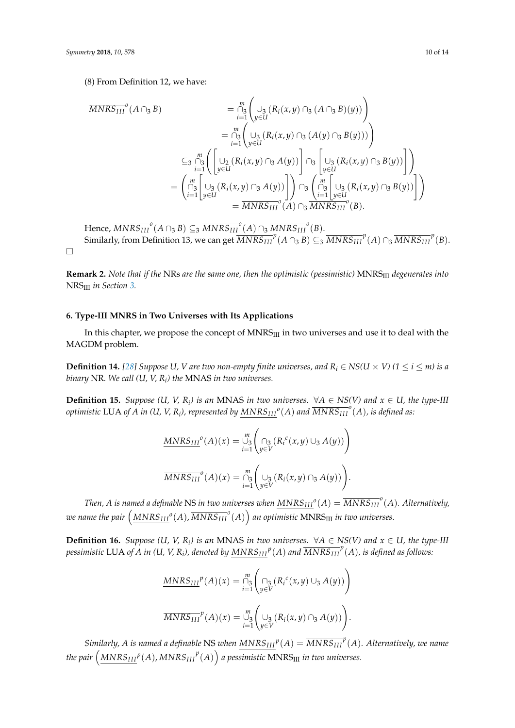(8) From Definition 12, we have:

$$
\begin{aligned}
\overline{MNRS_{III}}^{o}(A \cap_3 B) &= \mathop{\cap_3}_{i=1}^{m}\left(\mathop{\cup_3}_{y\in U}(R_i(x,y) \cap_3 (A \cap_3 B)(y))\right) \\
&= \mathop{\cap_3}_{i=1}^{m}\left(\mathop{\cup_3}_{y\in U}(R_i(x,y) \cap_3 (A(y) \cap_3 B(y)))\right) \\
&\subseteq_3 \mathop{\cap_3}_{i=1}^{m}\left(\left[\mathop{\cup_2}_{y\in U}(R_i(x,y) \cap_3 A(y))\right] \cap_3 \left[\mathop{\cup_3}_{y\in U}(R_i(x,y) \cap_3 B(y))\right]\right) \\
&= \left(\mathop{\cap_3}_{i=1}^{m}\left[\mathop{\cup_3}_{y\in U}(R_i(x,y) \cap_3 A(y))\right]\right) \cap_3 \left(\mathop{\cap_3}_{i=1}^{m}\left[\mathop{\cup_3}_{y\in U}(R_i(x,y) \cap_3 B(y))\right]\right) \\
&= \overline{MNRS_{III}}^{o}(A) \cap_3 \overline{MNRS_{III}}^{o}(B).
\end{aligned}
$$

Hence, $\overline{MNRS_{III}}^{o}(A \cap_3 B) \subseteq_3 \overline{MNRS_{III}}^{o}(A) \cap_3 \overline{MNRS_{III}}^{o}(B)$.

Similarly, from Definition 13, we can get $\overline{MNRS_{III}}^{p}(A \cap_3 B) \subseteq_3 \overline{MNRS_{III}}^{p}(A) \cap_3 \overline{MNRS_{III}}^{p}(B)$.

□

**Remark 2.** *Note that if the* NRs *are the same one, then the optimistic (pessimistic)* $\text{MNRS}_{\text{III}}$ *degenerates into* $\text{NRS}_{\text{III}}$ *in Section 3.*

## 6. Type-III MNRS in Two Universes with Its Applications

In this chapter, we propose the concept of $\text{MNRS}_{\text{III}}$ in two universes and use it to deal with the MAGDM problem.

**Definition 14.** *[28] Suppose U, V are two non-empty finite universes, and $R_i \in NS(U \times V)$ $(1 \le i \le m)$ is a binary* NR*. We call (U, V, $R_i$) the* MNAS *in two universes.*

**Definition 15.** *Suppose (U, V, $R_i$) is an* MNAS *in two universes. $\forall A \in NS(V)$ and $x \in U$, the type-III optimistic* LUA *of A in (U, V, $R_i$), represented by $\underline{MNRS_{III}}^{o}(A)$ and $\overline{MNRS_{III}}^{o}(A)$, is defined as:*

$$
\underline{MNRS_{III}}^{o}(A)(x) = \mathop{\cup_3}_{i=1}^{m}\left(\mathop{\cap_3}_{y\in V}(R_i^{c}(x,y) \cup_3 A(y))\right)
$$

$$
\overline{MNRS_{III}}^{o}(A)(x) = \mathop{\cap_3}_{i=1}^{m}\left(\mathop{\cup_3}_{y\in V}(R_i(x,y) \cap_3 A(y))\right).
$$

*Then, A is named a definable* NS *in two universes when $\underline{MNRS_{III}}^{o}(A) = \overline{MNRS_{III}}^{o}(A)$. Alternatively, we name the pair $\left(\underline{MNRS_{III}}^{o}(A), \overline{MNRS_{III}}^{o}(A)\right)$ an optimistic* $\text{MNRS}_{\text{III}}$ *in two universes.*

**Definition 16.** *Suppose (U, V, $R_i$) is an* MNAS *in two universes. $\forall A \in NS(V)$ and $x \in U$, the type-III pessimistic* LUA *of A in (U, V, $R_i$), denoted by $\underline{MNRS_{III}}^{p}(A)$ and $\overline{MNRS_{III}}^{p}(A)$, is defined as follows:*

$$
\underline{MNRS_{III}}^{p}(A)(x) = \mathop{\cap_3}_{i=1}^{m}\left(\mathop{\cap_3}_{y\in V}(R_i^{c}(x,y) \cup_3 A(y))\right)
$$

$$
\overline{MNRS_{III}}^{p}(A)(x) = \mathop{\cup_3}_{i=1}^{m}\left(\mathop{\cup_3}_{y\in V}(R_i(x,y) \cap_3 A(y))\right).
$$

*Similarly, A is named a definable* NS *when $\underline{MNRS_{III}}^{p}(A) = \overline{MNRS_{III}}^{p}(A)$. Alternatively, we name the pair $\left(\underline{MNRS_{III}}^{p}(A), \overline{MNRS_{III}}^{p}(A)\right)$ a pessimistic* $\text{MNRS}_{\text{III}}$ *in two universes.*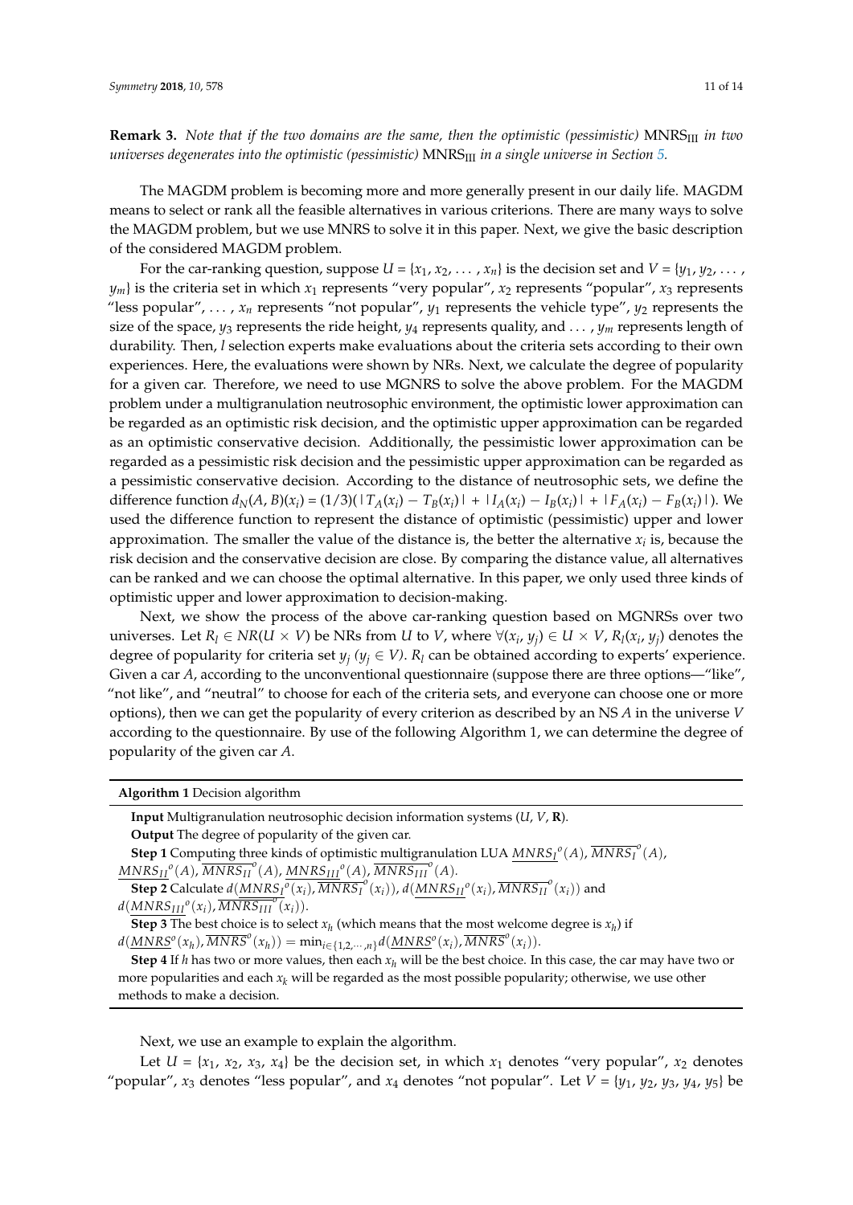**Remark 3.** *Note that if the two domains are the same, then the optimistic (pessimistic)* $\text{MNRS}_{\text{III}}$ *in two universes degenerates into the optimistic (pessimistic)* $\text{MNRS}_{\text{III}}$ *in a single universe in Section 5.*

The MAGDM problem is becoming more and more generally present in our daily life. MAGDM means to select or rank all the feasible alternatives in various criterions. There are many ways to solve the MAGDM problem, but we use MNRS to solve it in this paper. Next, we give the basic description of the considered MAGDM problem.

For the car-ranking question, suppose $U = \{x_1, x_2, \ldots, x_n\}$ is the decision set and $V = \{y_1, y_2, \ldots, y_m\}$ is the criteria set in which $x_1$ represents "very popular", $x_2$ represents "popular", $x_3$ represents "less popular", ..., $x_n$ represents "not popular", $y_1$ represents the vehicle type", $y_2$ represents the size of the space, $y_3$ represents the ride height, $y_4$ represents quality, and ..., $y_m$ represents length of durability. Then, $l$ selection experts make evaluations about the criteria sets according to their own experiences. Here, the evaluations were shown by NRs. Next, we calculate the degree of popularity for a given car. Therefore, we need to use MGNRS to solve the above problem. For the MAGDM problem under a multigranulation neutrosophic environment, the optimistic lower approximation can be regarded as an optimistic risk decision, and the optimistic upper approximation can be regarded as an optimistic conservative decision. Additionally, the pessimistic lower approximation can be regarded as a pessimistic risk decision and the pessimistic upper approximation can be regarded as a pessimistic conservative decision. According to the distance of neutrosophic sets, we define the difference function $d_N(A, B)(x_i) = (1/3)(|T_A(x_i) - T_B(x_i)| + |I_A(x_i) - I_B(x_i)| + |F_A(x_i) - F_B(x_i)|)$. We used the difference function to represent the distance of optimistic (pessimistic) upper and lower approximation. The smaller the value of the distance is, the better the alternative $x_i$ is, because the risk decision and the conservative decision are close. By comparing the distance value, all alternatives can be ranked and we can choose the optimal alternative. In this paper, we only used three kinds of optimistic upper and lower approximation to decision-making.

Next, we show the process of the above car-ranking question based on MGNRSs over two universes. Let $R_l \in NR(U \times V)$ be NRs from $U$ to $V$, where $\forall (x_i, y_j) \in U \times V$, $R_l(x_i, y_j)$ denotes the degree of popularity for criteria set $y_j$ ($y_j \in V$). $R_l$ can be obtained according to experts' experience. Given a car $A$, according to the unconventional questionnaire (suppose there are three options—"like", "not like", and "neutral" to choose for each of the criteria sets, and everyone can choose one or more options), then we can get the popularity of every criterion as described by an NS $A$ in the universe $V$ according to the questionnaire. By use of the following Algorithm 1, we can determine the degree of popularity of the given car $A$.

---

**Algorithm 1** Decision algorithm

---

**Input** Multigranulation neutrosophic decision information systems $(U, V, \mathbf{R})$.

**Output** The degree of popularity of the given car.

**Step 1** Computing three kinds of optimistic multigranulation LUA $\underline{MNRS_I}^o(A)$, $\overline{MNRS_I}^o(A)$, $\underline{MNRS_{II}}^o(A)$, $\overline{MNRS_{II}}^o(A)$, $\underline{MNRS_{III}}^o(A)$, $\overline{MNRS_{III}}^o(A)$.

**Step 2** Calculate $d(\underline{MNRS_I}^o(x_i), \overline{MNRS_I}^o(x_i))$, $d(\underline{MNRS_{II}}^o(x_i), \overline{MNRS_{II}}^o(x_i))$ and $d(\underline{MNRS_{III}}^o(x_i), \overline{MNRS_{III}}^o(x_i))$.

**Step 3** The best choice is to select $x_h$ (which means that the most welcome degree is $x_h$) if $d(\underline{MNRS}^o(x_h), \overline{MNRS}^o(x_h)) = \min_{i \in \{1,2,\cdots,n\}} d(\underline{MNRS}^o(x_i), \overline{MNRS}^o(x_i))$.

**Step 4** If $h$ has two or more values, then each $x_h$ will be the best choice. In this case, the car may have two or more popularities and each $x_k$ will be regarded as the most possible popularity; otherwise, we use other methods to make a decision.

---

Next, we use an example to explain the algorithm.

Let $U = \{x_1, x_2, x_3, x_4\}$ be the decision set, in which $x_1$ denotes "very popular", $x_2$ denotes "popular", $x_3$ denotes "less popular", and $x_4$ denotes "not popular". Let $V = \{y_1, y_2, y_3, y_4, y_5\}$ be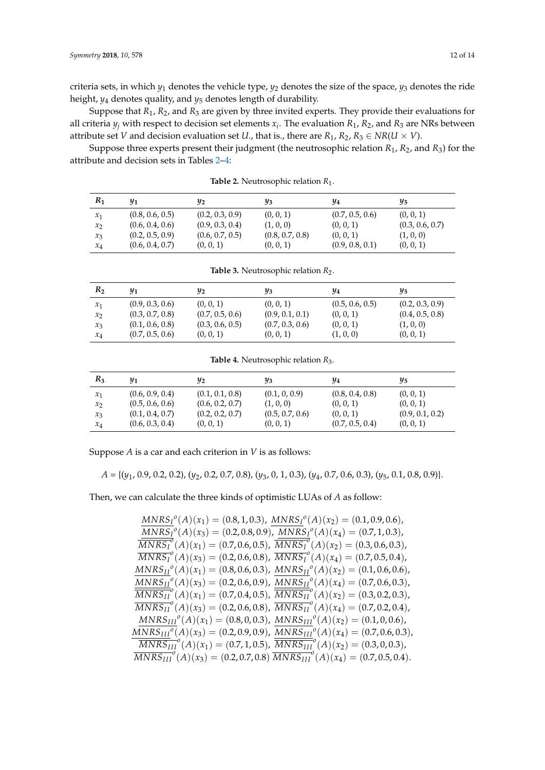criteria sets, in which $y_1$ denotes the vehicle type, $y_2$ denotes the size of the space, $y_3$ denotes the ride height, $y_4$ denotes quality, and $y_5$ denotes length of durability.

Suppose that $R_1$, $R_2$, and $R_3$ are given by three invited experts. They provide their evaluations for all criteria $y_j$ with respect to decision set elements $x_i$. The evaluation $R_1$, $R_2$, and $R_3$ are NRs between attribute set $V$ and decision evaluation set $U$., that is., there are $R_1, R_2, R_3 \in NR(U \times V)$.

Suppose three experts present their judgment (the neutrosophic relation $R_1$, $R_2$, and $R_3$) for the attribute and decision sets in Tables 2–4:

**Table 2.** Neutrosophic relation $R_1$.

| $R_1$ | $y_1$ | $y_2$ | $y_3$ | $y_4$ | $y_5$ |
|---|---|---|---|---|---|
| $x_1$ | (0.8, 0.6, 0.5) | (0.2, 0.3, 0.9) | (0, 0, 1) | (0.7, 0.5, 0.6) | (0, 0, 1) |
| $x_2$ | (0.6, 0.4, 0.6) | (0.9, 0.3, 0.4) | (1, 0, 0) | (0, 0, 1) | (0.3, 0.6, 0.7) |
| $x_3$ | (0.2, 0.5, 0.9) | (0.6, 0.7, 0.5) | (0.8, 0.7, 0.8) | (0, 0, 1) | (1, 0, 0) |
| $x_4$ | (0.6, 0.4, 0.7) | (0, 0, 1) | (0, 0, 1) | (0.9, 0.8, 0.1) | (0, 0, 1) |

**Table 3.** Neutrosophic relation $R_2$.

| $R_2$ | $y_1$ | $y_2$ | $y_3$ | $y_4$ | $y_5$ |
|---|---|---|---|---|---|
| $x_1$ | (0.9, 0.3, 0.6) | (0, 0, 1) | (0, 0, 1) | (0.5, 0.6, 0.5) | (0.2, 0.3, 0.9) |
| $x_2$ | (0.3, 0.7, 0.8) | (0.7, 0.5, 0.6) | (0.9, 0.1, 0.1) | (0, 0, 1) | (0.4, 0.5, 0.8) |
| $x_3$ | (0.1, 0.6, 0.8) | (0.3, 0.6, 0.5) | (0.7, 0.3, 0.6) | (0, 0, 1) | (1, 0, 0) |
| $x_4$ | (0.7, 0.5, 0.6) | (0, 0, 1) | (0, 0, 1) | (1, 0, 0) | (0, 0, 1) |

**Table 4.** Neutrosophic relation $R_3$.

| $R_3$ | $y_1$ | $y_2$ | $y_3$ | $y_4$ | $y_5$ |
|---|---|---|---|---|---|
| $x_1$ | (0.6, 0.9, 0.4) | (0.1, 0.1, 0.8) | (0.1, 0, 0.9) | (0.8, 0.4, 0.8) | (0, 0, 1) |
| $x_2$ | (0.5, 0.6, 0.6) | (0.6, 0.2, 0.7) | (1, 0, 0) | (0, 0, 1) | (0, 0, 1) |
| $x_3$ | (0.1, 0.4, 0.7) | (0.2, 0.2, 0.7) | (0.5, 0.7, 0.6) | (0, 0, 1) | (0.9, 0.1, 0.2) |
| $x_4$ | (0.6, 0.3, 0.4) | (0, 0, 1) | (0, 0, 1) | (0.7, 0.5, 0.4) | (0, 0, 1) |

Suppose $A$ is a car and each criterion in $V$ is as follows:

$A = \{(y_1, 0.9, 0.2, 0.2), (y_2, 0.2, 0.7, 0.8), (y_3, 0, 1, 0.3), (y_4, 0.7, 0.6, 0.3), (y_5, 0.1, 0.8, 0.9)\}$.

Then, we can calculate the three kinds of optimistic LUAs of $A$ as follow:

$$
\begin{array}{c}
\underline{MNRS_I}^o(A)(x_1) = (0.8, 1, 0.3),\ \underline{MNRS_I}^o(A)(x_2) = (0.1, 0.9, 0.6), \\
\underline{MNRS_I}^o(A)(x_3) = (0.2, 0.8, 0.9),\ \underline{MNRS_I}^o(A)(x_4) = (0.7, 1, 0.3), \\
\overline{MNRS_I}^o(A)(x_1) = (0.7, 0.6, 0.5),\ \overline{MNRS_I}^o(A)(x_2) = (0.3, 0.6, 0.3), \\
\overline{MNRS_I}^o(A)(x_3) = (0.2, 0.6, 0.8),\ \overline{MNRS_I}^o(A)(x_4) = (0.7, 0.5, 0.4), \\
\underline{MNRS_{II}}^o(A)(x_1) = (0.8, 0.6, 0.3),\ \underline{MNRS_{II}}^o(A)(x_2) = (0.1, 0.6, 0.6), \\
\underline{MNRS_{II}}^o(A)(x_3) = (0.2, 0.6, 0.9),\ \underline{MNRS_{II}}^o(A)(x_4) = (0.7, 0.6, 0.3), \\
\overline{MNRS_{II}}^o(A)(x_1) = (0.7, 0.4, 0.5),\ \overline{MNRS_{II}}^o(A)(x_2) = (0.3, 0.2, 0.3), \\
\overline{MNRS_{II}}^o(A)(x_3) = (0.2, 0.6, 0.8),\ \overline{MNRS_{II}}^o(A)(x_4) = (0.7, 0.2, 0.4), \\
\underline{MNRS_{III}}^o(A)(x_1) = (0.8, 0, 0.3),\ \underline{MNRS_{III}}^o(A)(x_2) = (0.1, 0, 0.6), \\
\underline{MNRS_{III}}^o(A)(x_3) = (0.2, 0.9, 0.9),\ \underline{MNRS_{III}}^o(A)(x_4) = (0.7, 0.6, 0.3), \\
\overline{MNRS_{III}}^o(A)(x_1) = (0.7, 1, 0.5),\ \overline{MNRS_{III}}^o(A)(x_2) = (0.3, 0, 0.3), \\
\overline{MNRS_{III}}^o(A)(x_3) = (0.2, 0.7, 0.8)\ \overline{MNRS_{III}}^o(A)(x_4) = (0.7, 0.5, 0.4).
\end{array}
$$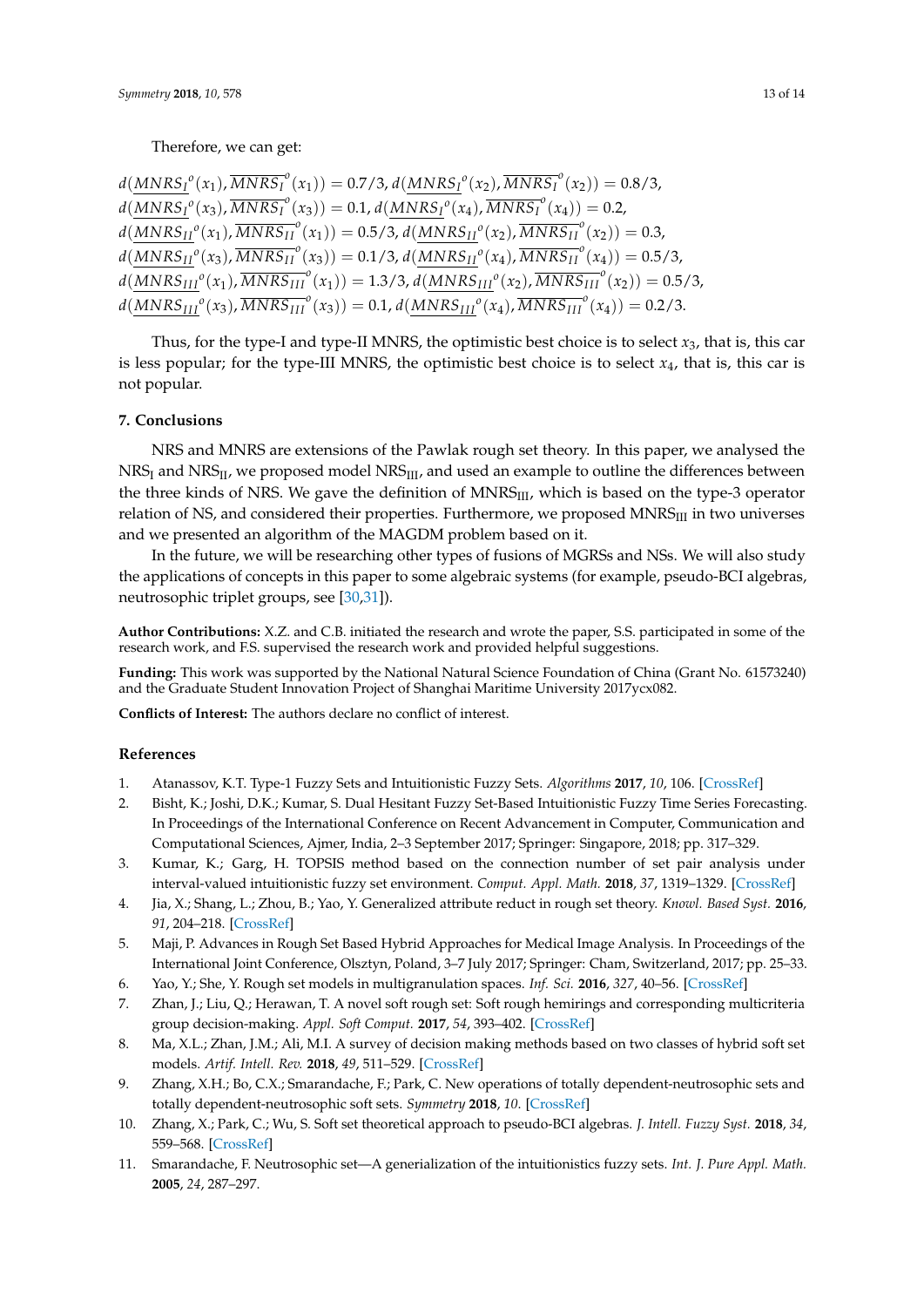Therefore, we can get:

$$d(\underline{MNRS_I}^o(x_1), \overline{MNRS_I}^o(x_1)) = 0.7/3, d(\underline{MNRS_I}^o(x_2), \overline{MNRS_I}^o(x_2)) = 0.8/3,$$
$$d(\underline{MNRS_I}^o(x_3), \overline{MNRS_I}^o(x_3)) = 0.1, d(\underline{MNRS_I}^o(x_4), \overline{MNRS_I}^o(x_4)) = 0.2,$$
$$d(\underline{MNRS_{II}}^o(x_1), \overline{MNRS_{II}}^o(x_1)) = 0.5/3, d(\underline{MNRS_{II}}^o(x_2), \overline{MNRS_{II}}^o(x_2)) = 0.3,$$
$$d(\underline{MNRS_{II}}^o(x_3), \overline{MNRS_{II}}^o(x_3)) = 0.1/3, d(\underline{MNRS_{II}}^o(x_4), \overline{MNRS_{II}}^o(x_4)) = 0.5/3,$$
$$d(\underline{MNRS_{III}}^o(x_1), \overline{MNRS_{III}}^o(x_1)) = 1.3/3, d(\underline{MNRS_{III}}^o(x_2), \overline{MNRS_{III}}^o(x_2)) = 0.5/3,$$
$$d(\underline{MNRS_{III}}^o(x_3), \overline{MNRS_{III}}^o(x_3)) = 0.1, d(\underline{MNRS_{III}}^o(x_4), \overline{MNRS_{III}}^o(x_4)) = 0.2/3.$$

Thus, for the type-I and type-II MNRS, the optimistic best choice is to select $x_3$, that is, this car is less popular; for the type-III MNRS, the optimistic best choice is to select $x_4$, that is, this car is not popular.

## 7. Conclusions

NRS and MNRS are extensions of the Pawlak rough set theory. In this paper, we analysed the $NRS_I$ and $NRS_{II}$, we proposed model $NRS_{III}$, and used an example to outline the differences between the three kinds of NRS. We gave the definition of $MNRS_{III}$, which is based on the type-3 operator relation of NS, and considered their properties. Furthermore, we proposed $MNRS_{III}$ in two universes and we presented an algorithm of the MAGDM problem based on it.

In the future, we will be researching other types of fusions of MGRSs and NSs. We will also study the applications of concepts in this paper to some algebraic systems (for example, pseudo-BCI algebras, neutrosophic triplet groups, see [30,31]).

**Author Contributions:** X.Z. and C.B. initiated the research and wrote the paper, S.S. participated in some of the research work, and F.S. supervised the research work and provided helpful suggestions.

**Funding:** This work was supported by the National Natural Science Foundation of China (Grant No. 61573240) and the Graduate Student Innovation Project of Shanghai Maritime University 2017ycx082.

**Conflicts of Interest:** The authors declare no conflict of interest.

## References

1. Atanassov, K.T. Type-1 Fuzzy Sets and Intuitionistic Fuzzy Sets. *Algorithms* **2017**, *10*, 106. [CrossRef]
2. Bisht, K.; Joshi, D.K.; Kumar, S. Dual Hesitant Fuzzy Set-Based Intuitionistic Fuzzy Time Series Forecasting. In Proceedings of the International Conference on Recent Advancement in Computer, Communication and Computational Sciences, Ajmer, India, 2–3 September 2017; Springer: Singapore, 2018; pp. 317–329.
3. Kumar, K.; Garg, H. TOPSIS method based on the connection number of set pair analysis under interval-valued intuitionistic fuzzy set environment. *Comput. Appl. Math.* **2018**, *37*, 1319–1329. [CrossRef]
4. Jia, X.; Shang, L.; Zhou, B.; Yao, Y. Generalized attribute reduct in rough set theory. *Knowl. Based Syst.* **2016**, *91*, 204–218. [CrossRef]
5. Maji, P. Advances in Rough Set Based Hybrid Approaches for Medical Image Analysis. In Proceedings of the International Joint Conference, Olsztyn, Poland, 3–7 July 2017; Springer: Cham, Switzerland, 2017; pp. 25–33.
6. Yao, Y.; She, Y. Rough set models in multigranulation spaces. *Inf. Sci.* **2016**, *327*, 40–56. [CrossRef]
7. Zhan, J.; Liu, Q.; Herawan, T. A novel soft rough set: Soft rough hemirings and corresponding multicriteria group decision-making. *Appl. Soft Comput.* **2017**, *54*, 393–402. [CrossRef]
8. Ma, X.L.; Zhan, J.M.; Ali, M.I. A survey of decision making methods based on two classes of hybrid soft set models. *Artif. Intell. Rev.* **2018**, *49*, 511–529. [CrossRef]
9. Zhang, X.H.; Bo, C.X.; Smarandache, F.; Park, C. New operations of totally dependent-neutrosophic sets and totally dependent-neutrosophic soft sets. *Symmetry* **2018**, *10*. [CrossRef]
10. Zhang, X.; Park, C.; Wu, S. Soft set theoretical approach to pseudo-BCI algebras. *J. Intell. Fuzzy Syst.* **2018**, *34*, 559–568. [CrossRef]
11. Smarandache, F. Neutrosophic set—A generialization of the intuitionistics fuzzy sets. *Int. J. Pure Appl. Math.* **2005**, *24*, 287–297.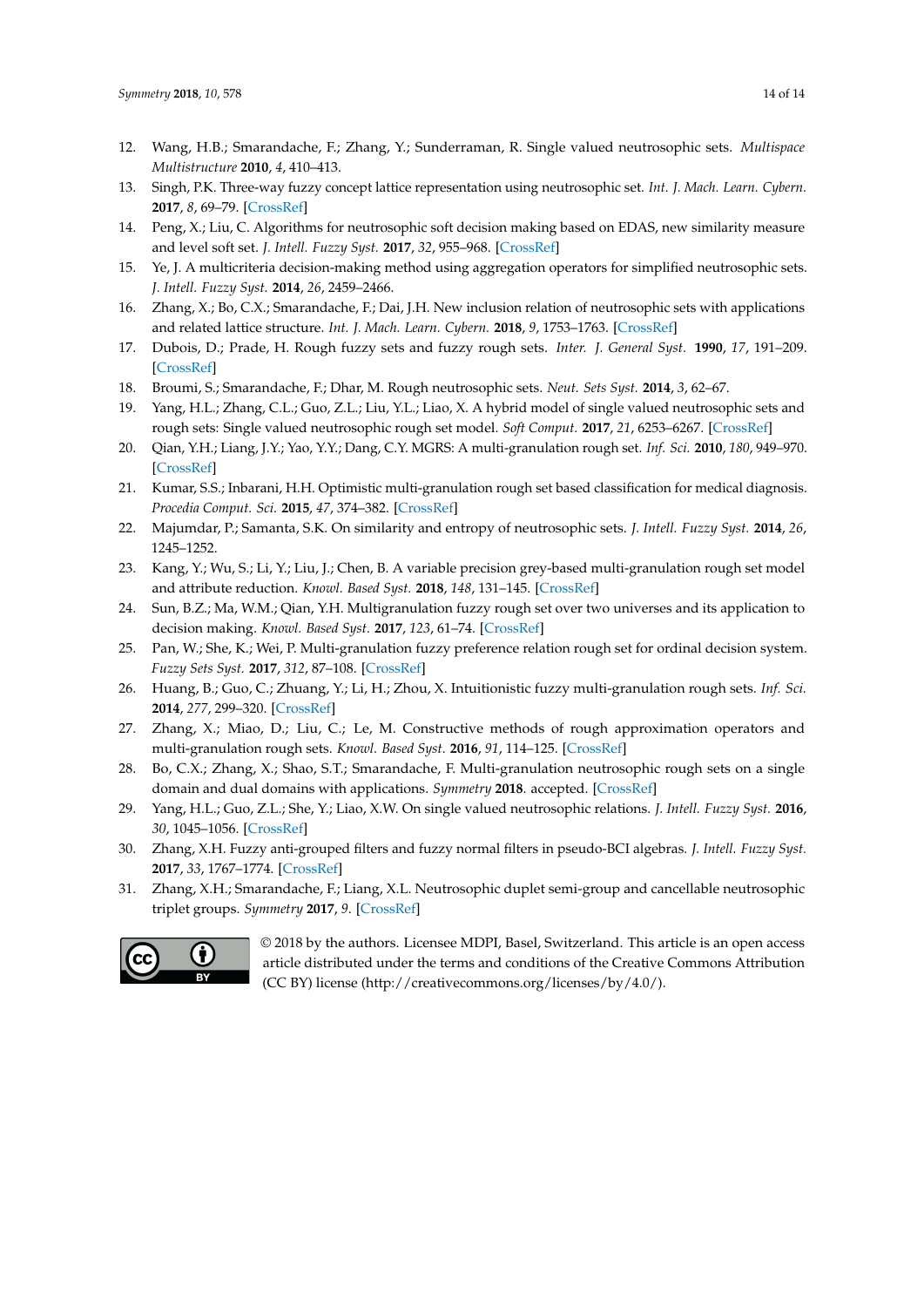12. Wang, H.B.; Smarandache, F.; Zhang, Y.; Sunderraman, R. Single valued neutrosophic sets. *Multispace Multistructure* **2010**, *4*, 410–413.
13. Singh, P.K. Three-way fuzzy concept lattice representation using neutrosophic set. *Int. J. Mach. Learn. Cybern.* **2017**, *8*, 69–79. [CrossRef]
14. Peng, X.; Liu, C. Algorithms for neutrosophic soft decision making based on EDAS, new similarity measure and level soft set. *J. Intell. Fuzzy Syst.* **2017**, *32*, 955–968. [CrossRef]
15. Ye, J. A multicriteria decision-making method using aggregation operators for simplified neutrosophic sets. *J. Intell. Fuzzy Syst.* **2014**, *26*, 2459–2466.
16. Zhang, X.; Bo, C.X.; Smarandache, F.; Dai, J.H. New inclusion relation of neutrosophic sets with applications and related lattice structure. *Int. J. Mach. Learn. Cybern.* **2018**, *9*, 1753–1763. [CrossRef]
17. Dubois, D.; Prade, H. Rough fuzzy sets and fuzzy rough sets. *Inter. J. General Syst.* **1990**, *17*, 191–209. [CrossRef]
18. Broumi, S.; Smarandache, F.; Dhar, M. Rough neutrosophic sets. *Neut. Sets Syst.* **2014**, *3*, 62–67.
19. Yang, H.L.; Zhang, C.L.; Guo, Z.L.; Liu, Y.L.; Liao, X. A hybrid model of single valued neutrosophic sets and rough sets: Single valued neutrosophic rough set model. *Soft Comput.* **2017**, *21*, 6253–6267. [CrossRef]
20. Qian, Y.H.; Liang, J.Y.; Yao, Y.Y.; Dang, C.Y. MGRS: A multi-granulation rough set. *Inf. Sci.* **2010**, *180*, 949–970. [CrossRef]
21. Kumar, S.S.; Inbarani, H.H. Optimistic multi-granulation rough set based classification for medical diagnosis. *Procedia Comput. Sci.* **2015**, *47*, 374–382. [CrossRef]
22. Majumdar, P.; Samanta, S.K. On similarity and entropy of neutrosophic sets. *J. Intell. Fuzzy Syst.* **2014**, *26*, 1245–1252.
23. Kang, Y.; Wu, S.; Li, Y.; Liu, J.; Chen, B. A variable precision grey-based multi-granulation rough set model and attribute reduction. *Knowl. Based Syst.* **2018**, *148*, 131–145. [CrossRef]
24. Sun, B.Z.; Ma, W.M.; Qian, Y.H. Multigranulation fuzzy rough set over two universes and its application to decision making. *Knowl. Based Syst.* **2017**, *123*, 61–74. [CrossRef]
25. Pan, W.; She, K.; Wei, P. Multi-granulation fuzzy preference relation rough set for ordinal decision system. *Fuzzy Sets Syst.* **2017**, *312*, 87–108. [CrossRef]
26. Huang, B.; Guo, C.; Zhuang, Y.; Li, H.; Zhou, X. Intuitionistic fuzzy multi-granulation rough sets. *Inf. Sci.* **2014**, *277*, 299–320. [CrossRef]
27. Zhang, X.; Miao, D.; Liu, C.; Le, M. Constructive methods of rough approximation operators and multi-granulation rough sets. *Knowl. Based Syst.* **2016**, *91*, 114–125. [CrossRef]
28. Bo, C.X.; Zhang, X.; Shao, S.T.; Smarandache, F. Multi-granulation neutrosophic rough sets on a single domain and dual domains with applications. *Symmetry* **2018**. accepted. [CrossRef]
29. Yang, H.L.; Guo, Z.L.; She, Y.; Liao, X.W. On single valued neutrosophic relations. *J. Intell. Fuzzy Syst.* **2016**, *30*, 1045–1056. [CrossRef]
30. Zhang, X.H. Fuzzy anti-grouped filters and fuzzy normal filters in pseudo-BCI algebras. *J. Intell. Fuzzy Syst.* **2017**, *33*, 1767–1774. [CrossRef]
31. Zhang, X.H.; Smarandache, F.; Liang, X.L. Neutrosophic duplet semi-group and cancellable neutrosophic triplet groups. *Symmetry* **2017**, *9*. [CrossRef]

© 2018 by the authors. Licensee MDPI, Basel, Switzerland. This article is an open access article distributed under the terms and conditions of the Creative Commons Attribution (CC BY) license (http://creativecommons.org/licenses/by/4.0/).